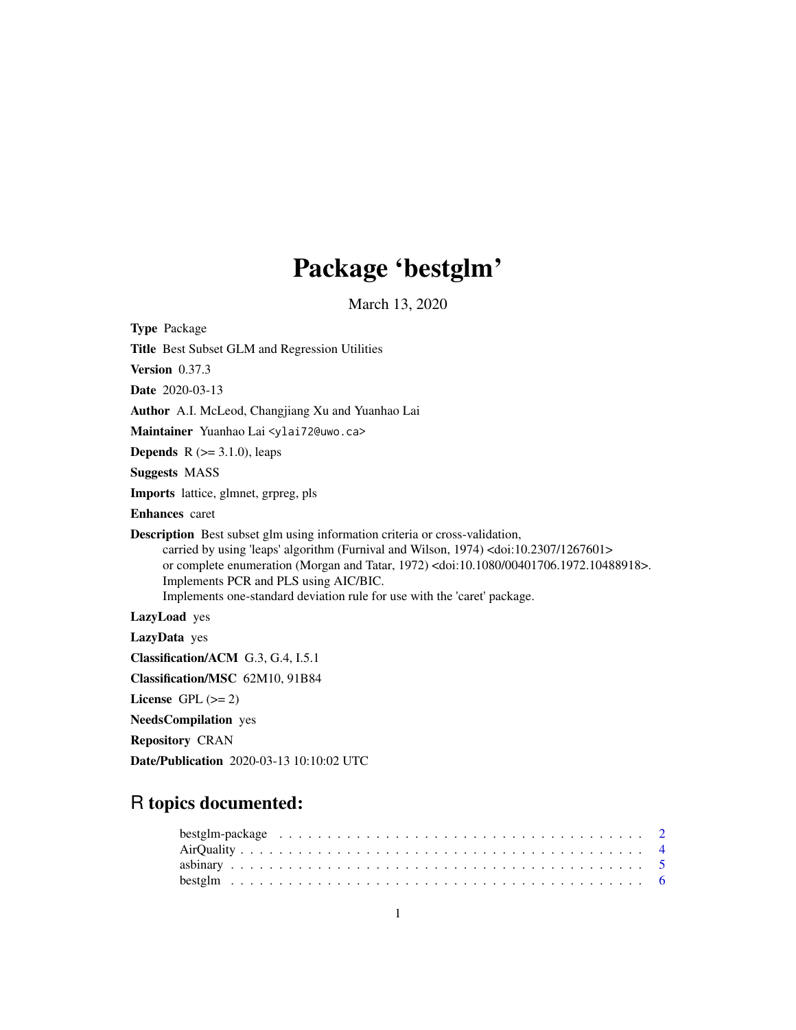# Package 'bestglm'

March 13, 2020

**Type** Package

**Title** Best Subset GLM and Regression Utilities

**Version** 0.37.3

**Date** 2020-03-13

**Author** A.I. McLeod, Changjiang Xu and Yuanhao Lai

**Maintainer** Yuanhao Lai <ylai72@uwo.ca>

**Depends** R (>= 3.1.0), leaps

**Suggests** MASS

**Imports** lattice, glmnet, grpreg, pls

**Enhances** caret

**Description** Best subset glm using information criteria or cross-validation,
carried by using 'leaps' algorithm (Furnival and Wilson, 1974) <doi:10.2307/1267601>
or complete enumeration (Morgan and Tatar, 1972) <doi:10.1080/00401706.1972.10488918>.
Implements PCR and PLS using AIC/BIC.
Implements one-standard deviation rule for use with the 'caret' package.

**LazyLoad** yes

**LazyData** yes

**Classification/ACM** G.3, G.4, I.5.1

**Classification/MSC** 62M10, 91B84

**License** GPL (>= 2)

**NeedsCompilation** yes

**Repository** CRAN

**Date/Publication** 2020-03-13 10:10:02 UTC

## R topics documented:

bestglm-package . . . . . . . . . . . . . . . . . . . . . . . . . . . . . . . . . . . . . . . 2
AirQuality . . . . . . . . . . . . . . . . . . . . . . . . . . . . . . . . . . . . . . . . . . . 4
asbinary . . . . . . . . . . . . . . . . . . . . . . . . . . . . . . . . . . . . . . . . . . . . 5
bestglm . . . . . . . . . . . . . . . . . . . . . . . . . . . . . . . . . . . . . . . . . . . . 6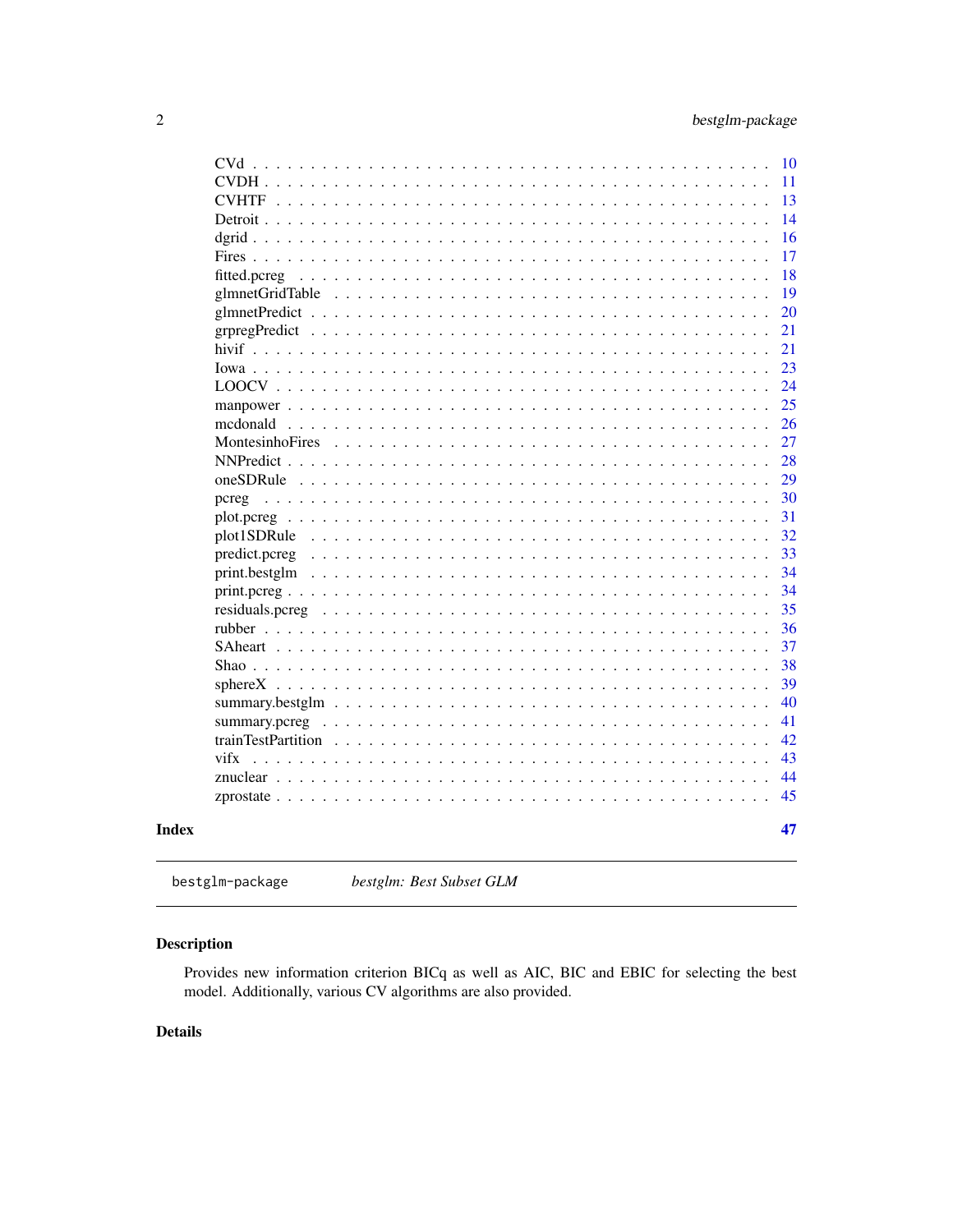| | |
|---|---|
| CVd | 10 |
| CVDH | 11 |
| CVHTF | 13 |
| Detroit | 14 |
| dgrid | 16 |
| Fires | 17 |
| fitted.pcreg | 18 |
| glmnetGridTable | 19 |
| glmnetPredict | 20 |
| grpregPredict | 21 |
| hivif | 21 |
| Iowa | 23 |
| LOOCV | 24 |
| manpower | 25 |
| mcdonald | 26 |
| MontesinhoFires | 27 |
| NNPredict | 28 |
| oneSDRule | 29 |
| pcreg | 30 |
| plot.pcreg | 31 |
| plot1SDRule | 32 |
| predict.pcreg | 33 |
| print.bestglm | 34 |
| print.pcreg | 34 |
| residuals.pcreg | 35 |
| rubber | 36 |
| SAheart | 37 |
| Shao | 38 |
| sphereX | 39 |
| summary.bestglm | 40 |
| summary.pcreg | 41 |
| trainTestPartition | 42 |
| vifx | 43 |
| znuclear | 44 |
| zprostate | 45 |

**Index** **47**

---

`bestglm-package` *bestglm: Best Subset GLM*

---

## Description

Provides new information criterion BICq as well as AIC, BIC and EBIC for selecting the best model. Additionally, various CV algorithms are also provided.

## Details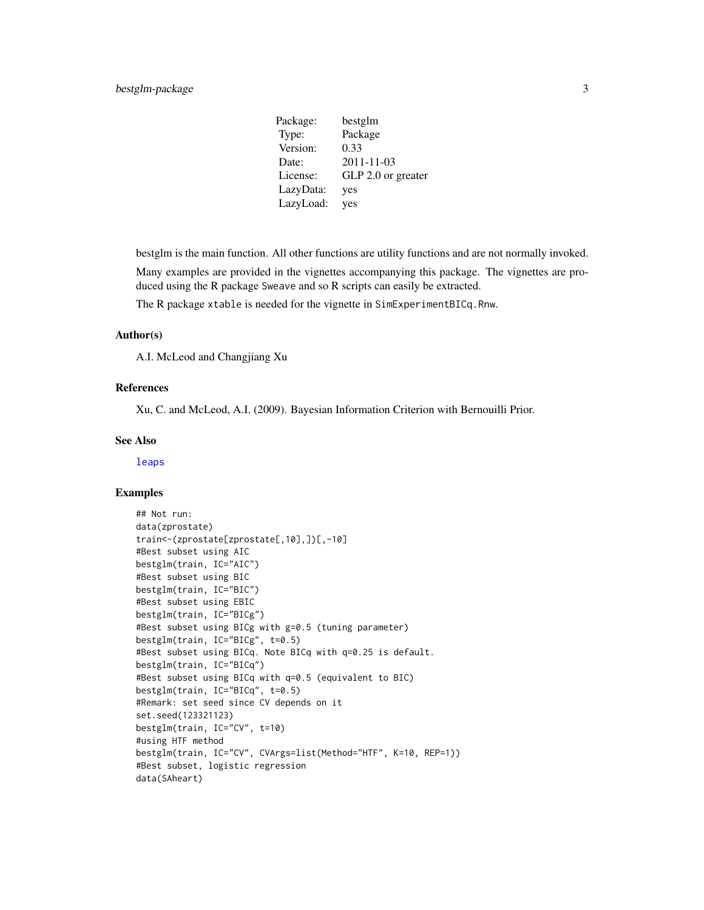| | |
|---|---|
| Package: | bestglm |
| Type: | Package |
| Version: | 0.33 |
| Date: | 2011-11-03 |
| License: | GLP 2.0 or greater |
| LazyData: | yes |
| LazyLoad: | yes |

bestglm is the main function. All other functions are utility functions and are not normally invoked.

Many examples are provided in the vignettes accompanying this package. The vignettes are produced using the R package Sweave and so R scripts can easily be extracted.

The R package xtable is needed for the vignette in SimExperimentBICq.Rnw.

### Author(s)

A.I. McLeod and Changjiang Xu

### References

Xu, C. and McLeod, A.I. (2009). Bayesian Information Criterion with Bernouilli Prior.

### See Also

leaps

### Examples

```
## Not run:
data(zprostate)
train<-(zprostate[zprostate[,10],])[,-10]
#Best subset using AIC
bestglm(train, IC="AIC")
#Best subset using BIC
bestglm(train, IC="BIC")
#Best subset using EBIC
bestglm(train, IC="BICg")
#Best subset using BICg with g=0.5 (tuning parameter)
bestglm(train, IC="BICg", t=0.5)
#Best subset using BICq. Note BICq with q=0.25 is default.
bestglm(train, IC="BICq")
#Best subset using BICq with q=0.5 (equivalent to BIC)
bestglm(train, IC="BICq", t=0.5)
#Remark: set seed since CV depends on it
set.seed(123321123)
bestglm(train, IC="CV", t=10)
#using HTF method
bestglm(train, IC="CV", CVArgs=list(Method="HTF", K=10, REP=1))
#Best subset, logistic regression
data(SAheart)
```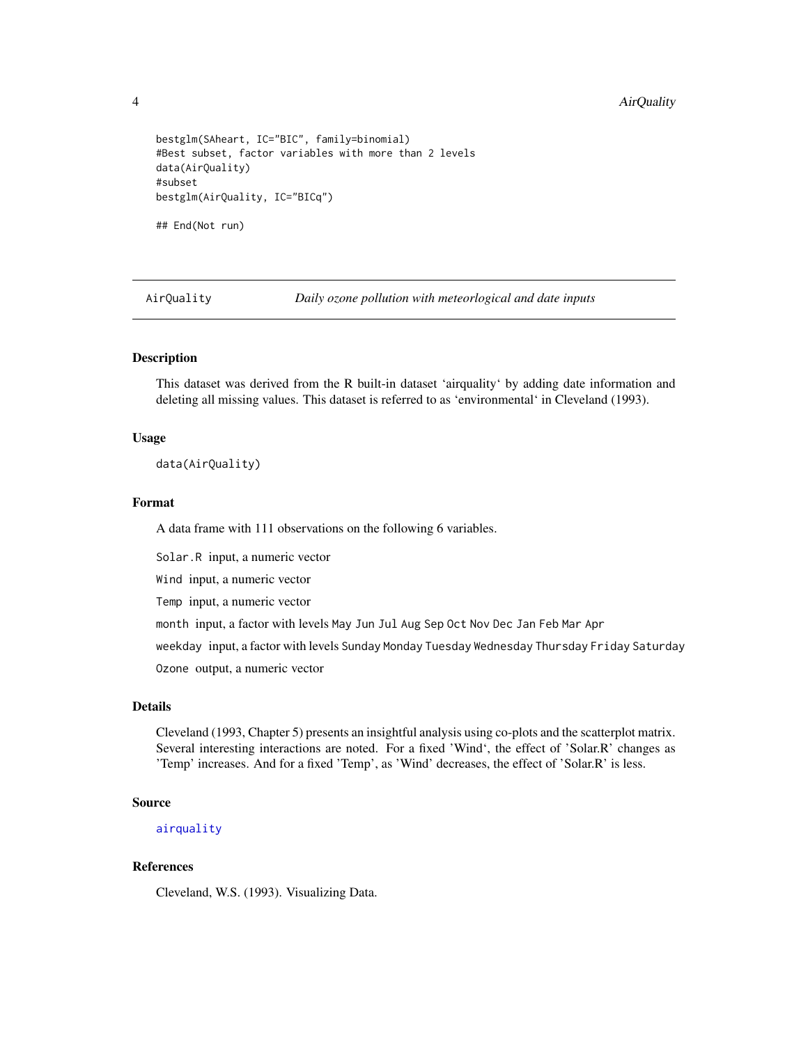```
bestglm(SAheart, IC="BIC", family=binomial)
#Best subset, factor variables with more than 2 levels
data(AirQuality)
#subset
bestglm(AirQuality, IC="BICq")

## End(Not run)
```

---

AirQuality *Daily ozone pollution with meteorlogical and date inputs*

---

## Description

This dataset was derived from the R built-in dataset 'airquality' by adding date information and deleting all missing values. This dataset is referred to as 'environmental' in Cleveland (1993).

## Usage

```
data(AirQuality)
```

## Format

A data frame with 111 observations on the following 6 variables.

`Solar.R` input, a numeric vector

`Wind` input, a numeric vector

`Temp` input, a numeric vector

`month` input, a factor with levels `May` `Jun` `Jul` `Aug` `Sep` `Oct` `Nov` `Dec` `Jan` `Feb` `Mar` `Apr`

`weekday` input, a factor with levels `Sunday` `Monday` `Tuesday` `Wednesday` `Thursday` `Friday` `Saturday`

`Ozone` output, a numeric vector

## Details

Cleveland (1993, Chapter 5) presents an insightful analysis using co-plots and the scatterplot matrix. Several interesting interactions are noted. For a fixed 'Wind', the effect of 'Solar.R' changes as 'Temp' increases. And for a fixed 'Temp', as 'Wind' decreases, the effect of 'Solar.R' is less.

## Source

`airquality`

## References

Cleveland, W.S. (1993). Visualizing Data.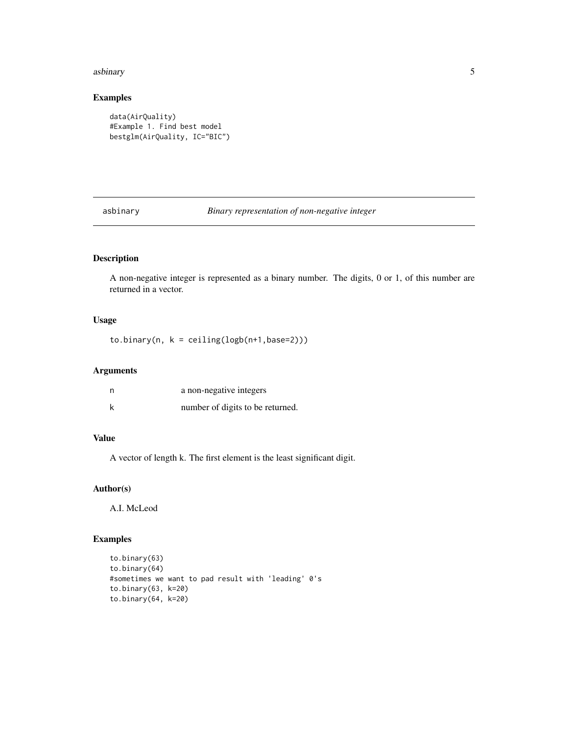## Examples

```
data(AirQuality)
#Example 1. Find best model
bestglm(AirQuality, IC="BIC")
```

---

# asbinary *Binary representation of non-negative integer*

---

## Description

A non-negative integer is represented as a binary number. The digits, 0 or 1, of this number are returned in a vector.

## Usage

```
to.binary(n, k = ceiling(logb(n+1,base=2)))
```

## Arguments

| | |
|---|---|
| n | a non-negative integers |
| k | number of digits to be returned. |

## Value

A vector of length k. The first element is the least significant digit.

## Author(s)

A.I. McLeod

## Examples

```
to.binary(63)
to.binary(64)
#sometimes we want to pad result with 'leading' 0's
to.binary(63, k=20)
to.binary(64, k=20)
```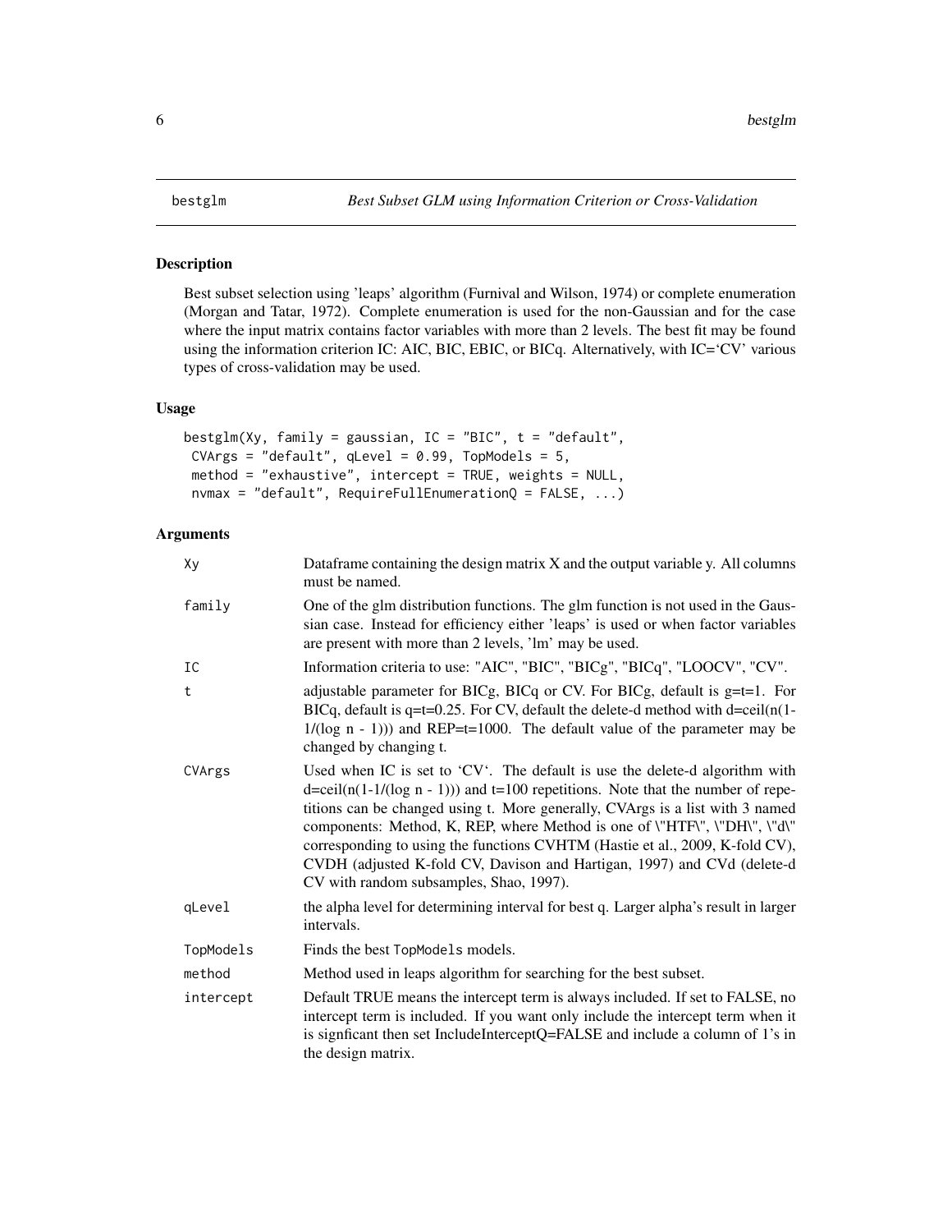bestglm *Best Subset GLM using Information Criterion or Cross-Validation*

## Description

Best subset selection using 'leaps' algorithm (Furnival and Wilson, 1974) or complete enumeration (Morgan and Tatar, 1972). Complete enumeration is used for the non-Gaussian and for the case where the input matrix contains factor variables with more than 2 levels. The best fit may be found using the information criterion IC: AIC, BIC, EBIC, or BICq. Alternatively, with IC='CV' various types of cross-validation may be used.

## Usage

```
bestglm(Xy, family = gaussian, IC = "BIC", t = "default",
 CVArgs = "default", qLevel = 0.99, TopModels = 5,
 method = "exhaustive", intercept = TRUE, weights = NULL,
 nvmax = "default", RequireFullEnumerationQ = FALSE, ...)
```

## Arguments

| | |
|---|---|
| Xy | Dataframe containing the design matrix X and the output variable y. All columns must be named. |
| family | One of the glm distribution functions. The glm function is not used in the Gaussian case. Instead for efficiency either 'leaps' is used or when factor variables are present with more than 2 levels, 'lm' may be used. |
| IC | Information criteria to use: "AIC", "BIC", "BICg", "BICq", "LOOCV", "CV". |
| t | adjustable parameter for BICg, BICq or CV. For BICg, default is g=t=1. For BICq, default is q=t=0.25. For CV, default the delete-d method with d=ceil(n(1-1/(log n - 1))) and REP=t=1000. The default value of the parameter may be changed by changing t. |
| CVArgs | Used when IC is set to 'CV'. The default is use the delete-d algorithm with d=ceil(n(1-1/(log n - 1))) and t=100 repetitions. Note that the number of repetitions can be changed using t. More generally, CVArgs is a list with 3 named components: Method, K, REP, where Method is one of \"HTF\", \"DH\", \"d\" corresponding to using the functions CVHTM (Hastie et al., 2009, K-fold CV), CVDH (adjusted K-fold CV, Davison and Hartigan, 1997) and CVd (delete-d CV with random subsamples, Shao, 1997). |
| qLevel | the alpha level for determining interval for best q. Larger alpha's result in larger intervals. |
| TopModels | Finds the best TopModels models. |
| method | Method used in leaps algorithm for searching for the best subset. |
| intercept | Default TRUE means the intercept term is always included. If set to FALSE, no intercept term is included. If you want only include the intercept term when it is signficant then set IncludeInterceptQ=FALSE and include a column of 1's in the design matrix. |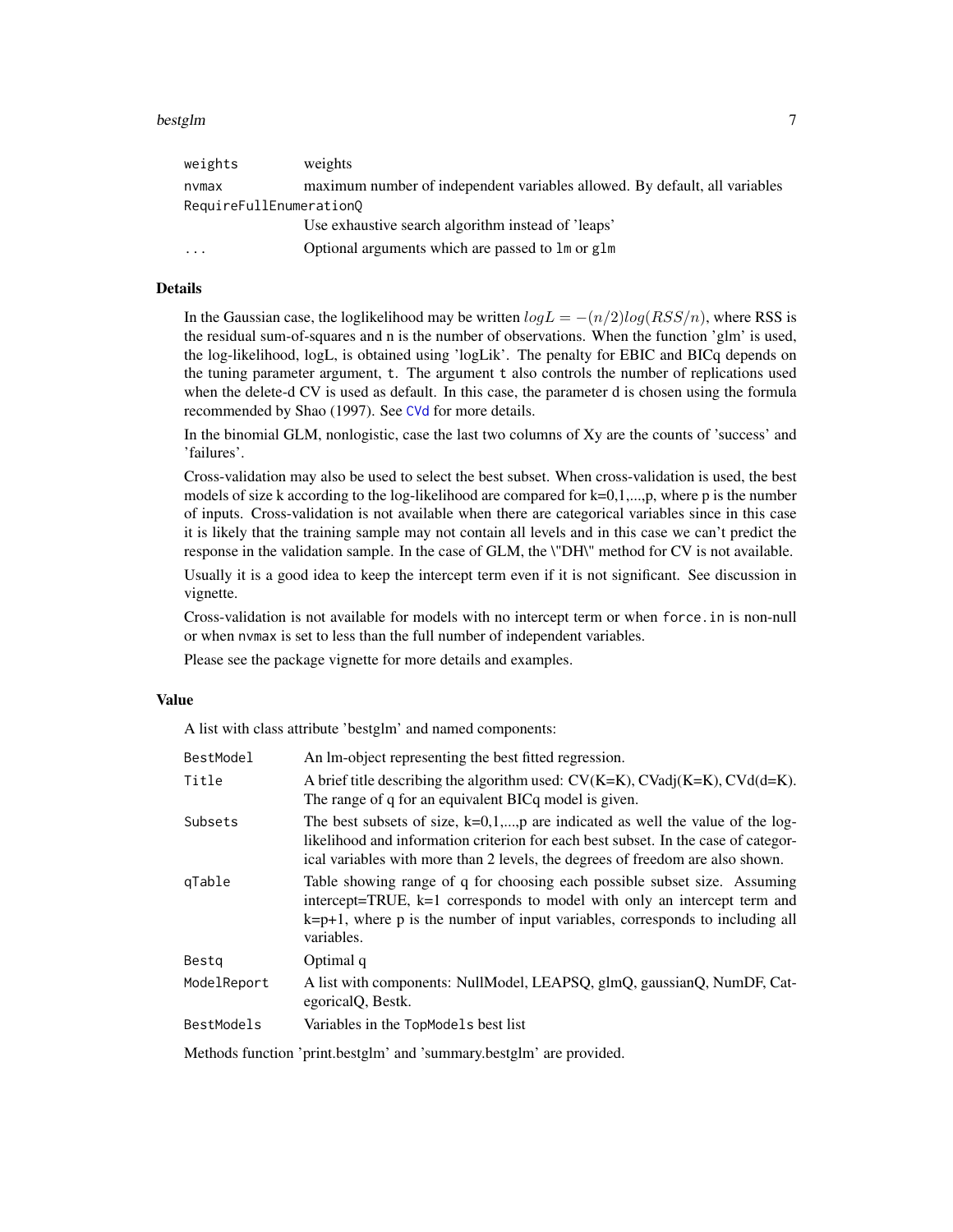| | |
|---|---|
| weights | weights |
| nvmax | maximum number of independent variables allowed. By default, all variables |
| RequireFullEnumerationQ | Use exhaustive search algorithm instead of 'leaps' |
| ... | Optional arguments which are passed to lm or glm |

## Details

In the Gaussian case, the loglikelihood may be written $logL = -(n/2)log(RSS/n)$, where RSS is the residual sum-of-squares and n is the number of observations. When the function 'glm' is used, the log-likelihood, logL, is obtained using 'logLik'. The penalty for EBIC and BICq depends on the tuning parameter argument, t. The argument t also controls the number of replications used when the delete-d CV is used as default. In this case, the parameter d is chosen using the formula recommended by Shao (1997). See CVd for more details.

In the binomial GLM, nonlogistic, case the last two columns of Xy are the counts of 'success' and 'failures'.

Cross-validation may also be used to select the best subset. When cross-validation is used, the best models of size k according to the log-likelihood are compared for k=0,1,...,p, where p is the number of inputs. Cross-validation is not available when there are categorical variables since in this case it is likely that the training sample may not contain all levels and in this case we can't predict the response in the validation sample. In the case of GLM, the \"DH\" method for CV is not available.

Usually it is a good idea to keep the intercept term even if it is not significant. See discussion in vignette.

Cross-validation is not available for models with no intercept term or when force.in is non-null or when nvmax is set to less than the full number of independent variables.

Please see the package vignette for more details and examples.

## Value

A list with class attribute 'bestglm' and named components:

| | |
|---|---|
| BestModel | An lm-object representing the best fitted regression. |
| Title | A brief title describing the algorithm used: CV(K=K), CVadj(K=K), CVd(d=K). The range of q for an equivalent BICq model is given. |
| Subsets | The best subsets of size, k=0,1,...,p are indicated as well the value of the log-likelihood and information criterion for each best subset. In the case of categorical variables with more than 2 levels, the degrees of freedom are also shown. |
| qTable | Table showing range of q for choosing each possible subset size. Assuming intercept=TRUE, k=1 corresponds to model with only an intercept term and k=p+1, where p is the number of input variables, corresponds to including all variables. |
| Bestq | Optimal q |
| ModelReport | A list with components: NullModel, LEAPSQ, glmQ, gaussianQ, NumDF, CategoricalQ, Bestk. |
| BestModels | Variables in the TopModels best list |

Methods function 'print.bestglm' and 'summary.bestglm' are provided.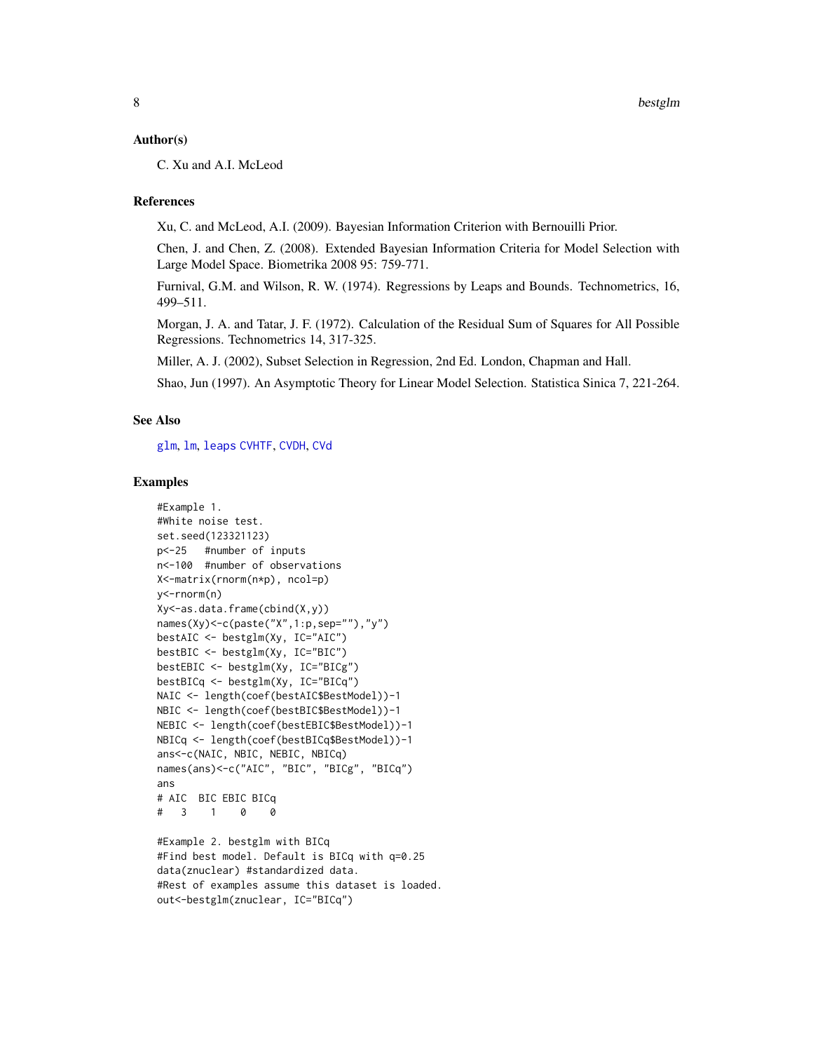## Author(s)

C. Xu and A.I. McLeod

## References

Xu, C. and McLeod, A.I. (2009). Bayesian Information Criterion with Bernouilli Prior.

Chen, J. and Chen, Z. (2008). Extended Bayesian Information Criteria for Model Selection with Large Model Space. Biometrika 2008 95: 759-771.

Furnival, G.M. and Wilson, R. W. (1974). Regressions by Leaps and Bounds. Technometrics, 16, 499–511.

Morgan, J. A. and Tatar, J. F. (1972). Calculation of the Residual Sum of Squares for All Possible Regressions. Technometrics 14, 317-325.

Miller, A. J. (2002), Subset Selection in Regression, 2nd Ed. London, Chapman and Hall.

Shao, Jun (1997). An Asymptotic Theory for Linear Model Selection. Statistica Sinica 7, 221-264.

## See Also

glm, lm, leaps CVHTF, CVDH, CVd

## Examples

```
#Example 1.
#White noise test.
set.seed(123321123)
p<-25   #number of inputs
n<-100  #number of observations
X<-matrix(rnorm(n*p), ncol=p)
y<-rnorm(n)
Xy<-as.data.frame(cbind(X,y))
names(Xy)<-c(paste("X",1:p,sep=""),"y")
bestAIC <- bestglm(Xy, IC="AIC")
bestBIC <- bestglm(Xy, IC="BIC")
bestEBIC <- bestglm(Xy, IC="BICg")
bestBICq <- bestglm(Xy, IC="BICq")
NAIC <- length(coef(bestAIC$BestModel))-1
NBIC <- length(coef(bestBIC$BestModel))-1
NEBIC <- length(coef(bestEBIC$BestModel))-1
NBICq <- length(coef(bestBICq$BestModel))-1
ans<-c(NAIC, NBIC, NEBIC, NBICq)
names(ans)<-c("AIC", "BIC", "BICg", "BICq")
ans
# AIC  BIC EBIC BICq
#   3    1    0    0

#Example 2. bestglm with BICq
#Find best model. Default is BICq with q=0.25
data(znuclear) #standardized data.
#Rest of examples assume this dataset is loaded.
out<-bestglm(znuclear, IC="BICq")
```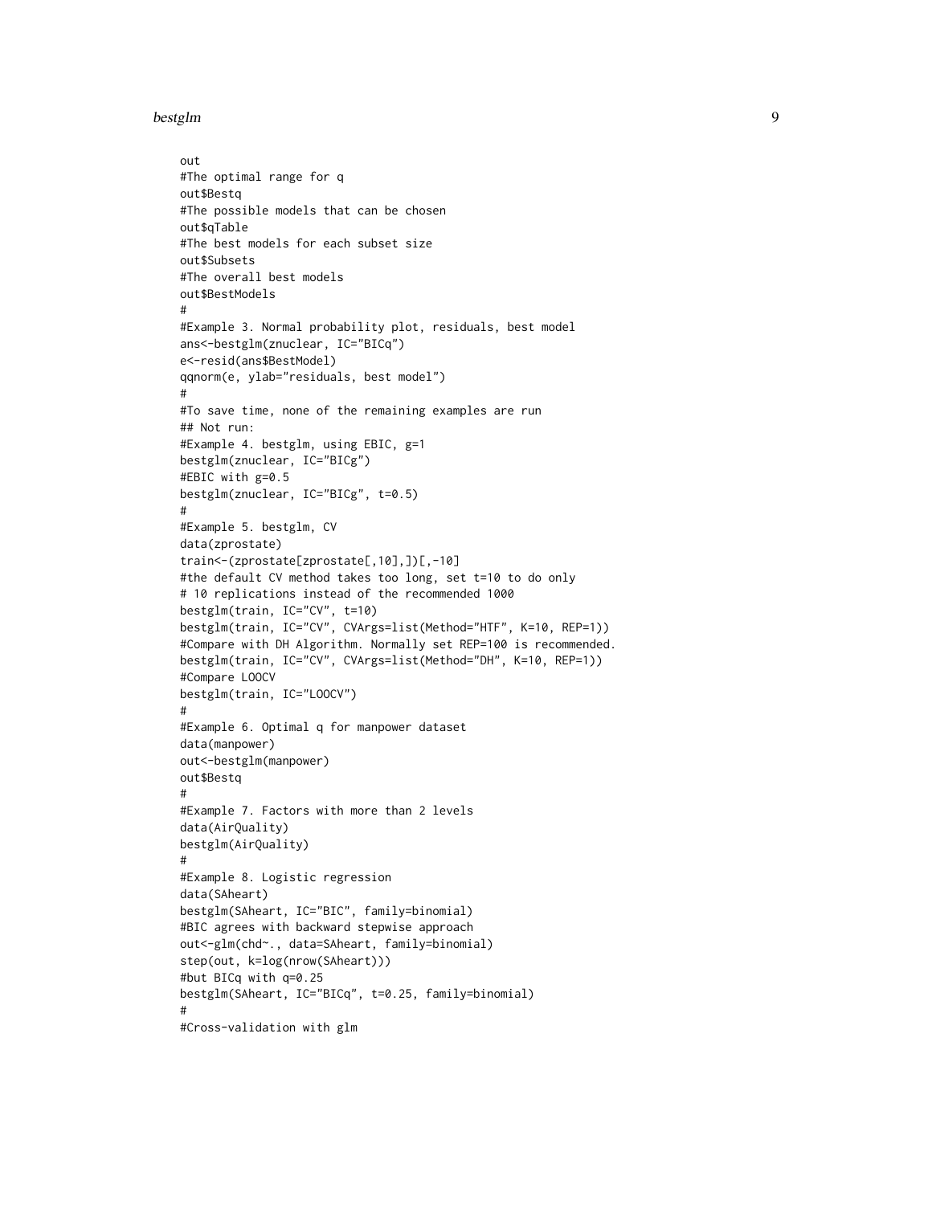```
out
#The optimal range for q
out$Bestq
#The possible models that can be chosen
out$qTable
#The best models for each subset size
out$Subsets
#The overall best models
out$BestModels
#
#Example 3. Normal probability plot, residuals, best model
ans<-bestglm(znuclear, IC="BICq")
e<-resid(ans$BestModel)
qqnorm(e, ylab="residuals, best model")
#
#To save time, none of the remaining examples are run
## Not run:
#Example 4. bestglm, using EBIC, g=1
bestglm(znuclear, IC="BICg")
#EBIC with g=0.5
bestglm(znuclear, IC="BICg", t=0.5)
#
#Example 5. bestglm, CV
data(zprostate)
train<-(zprostate[zprostate[,10],])[,-10]
#the default CV method takes too long, set t=10 to do only
# 10 replications instead of the recommended 1000
bestglm(train, IC="CV", t=10)
bestglm(train, IC="CV", CVArgs=list(Method="HTF", K=10, REP=1))
#Compare with DH Algorithm. Normally set REP=100 is recommended.
bestglm(train, IC="CV", CVArgs=list(Method="DH", K=10, REP=1))
#Compare LOOCV
bestglm(train, IC="LOOCV")
#
#Example 6. Optimal q for manpower dataset
data(manpower)
out<-bestglm(manpower)
out$Bestq
#
#Example 7. Factors with more than 2 levels
data(AirQuality)
bestglm(AirQuality)
#
#Example 8. Logistic regression
data(SAheart)
bestglm(SAheart, IC="BIC", family=binomial)
#BIC agrees with backward stepwise approach
out<-glm(chd~., data=SAheart, family=binomial)
step(out, k=log(nrow(SAheart)))
#but BICq with q=0.25
bestglm(SAheart, IC="BICq", t=0.25, family=binomial)
#
#Cross-validation with glm
```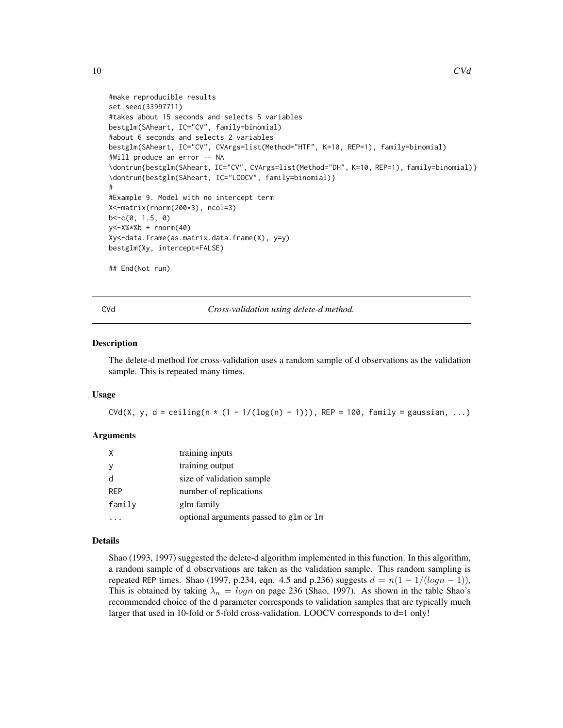```
#make reproducible results
set.seed(33997711)
#takes about 15 seconds and selects 5 variables
bestglm(SAheart, IC="CV", family=binomial)
#about 6 seconds and selects 2 variables
bestglm(SAheart, IC="CV", CVArgs=list(Method="HTF", K=10, REP=1), family=binomial)
#Will produce an error -- NA
\dontrun{bestglm(SAheart, IC="CV", CVArgs=list(Method="DH", K=10, REP=1), family=binomial)}
\dontrun{bestglm(SAheart, IC="LOOCV", family=binomial)}
#
#Example 9. Model with no intercept term
X<-matrix(rnorm(200*3), ncol=3)
b<-c(0, 1.5, 0)
y<-X%*%b + rnorm(40)
Xy<-data.frame(as.matrix.data.frame(X), y=y)
bestglm(Xy, intercept=FALSE)

## End(Not run)
```

## CVd — *Cross-validation using delete-d method.*

### Description

The delete-d method for cross-validation uses a random sample of d observations as the validation sample. This is repeated many times.

### Usage

```
CVd(X, y, d = ceiling(n * (1 - 1/(log(n) - 1))), REP = 100, family = gaussian, ...)
```

### Arguments

| | |
|---|---|
| X | training inputs |
| y | training output |
| d | size of validation sample |
| REP | number of replications |
| family | glm family |
| ... | optional arguments passed to glm or lm |

### Details

Shao (1993, 1997) suggested the delete-d algorithm implemented in this function. In this algorithm, a random sample of d observations are taken as the validation sample. This random sampling is repeated REP times. Shao (1997, p.234, eqn. 4.5 and p.236) suggests $d = n(1 - 1/(log n - 1))$, This is obtained by taking $\lambda_n = log n$ on page 236 (Shao, 1997). As shown in the table Shao's recommended choice of the d parameter corresponds to validation samples that are typically much larger that used in 10-fold or 5-fold cross-validation. LOOCV corresponds to d=1 only!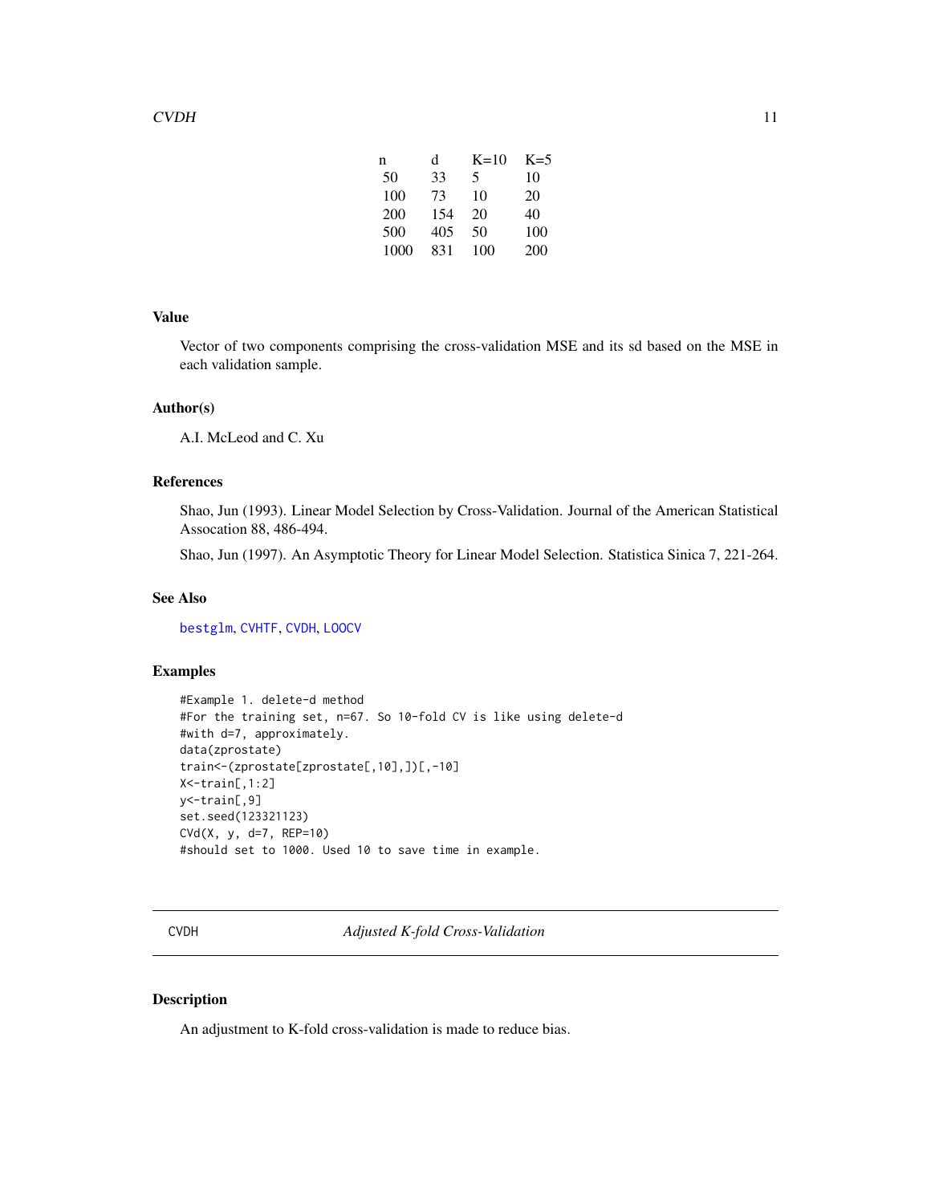| n | d | K=10 | K=5 |
|---|---|---|---|
| 50 | 33 | 5 | 10 |
| 100 | 73 | 10 | 20 |
| 200 | 154 | 20 | 40 |
| 500 | 405 | 50 | 100 |
| 1000 | 831 | 100 | 200 |

### Value

Vector of two components comprising the cross-validation MSE and its sd based on the MSE in each validation sample.

### Author(s)

A.I. McLeod and C. Xu

### References

Shao, Jun (1993). Linear Model Selection by Cross-Validation. Journal of the American Statistical Assocation 88, 486-494.

Shao, Jun (1997). An Asymptotic Theory for Linear Model Selection. Statistica Sinica 7, 221-264.

### See Also

bestglm, CVHTF, CVDH, LOOCV

### Examples

```
#Example 1. delete-d method
#For the training set, n=67. So 10-fold CV is like using delete-d
#with d=7, approximately.
data(zprostate)
train<-(zprostate[zprostate[,10],])[,-10]
X<-train[,1:2]
y<-train[,9]
set.seed(123321123)
CVd(X, y, d=7, REP=10)
#should set to 1000. Used 10 to save time in example.
```

---

## CVDH — *Adjusted K-fold Cross-Validation*

### Description

An adjustment to K-fold cross-validation is made to reduce bias.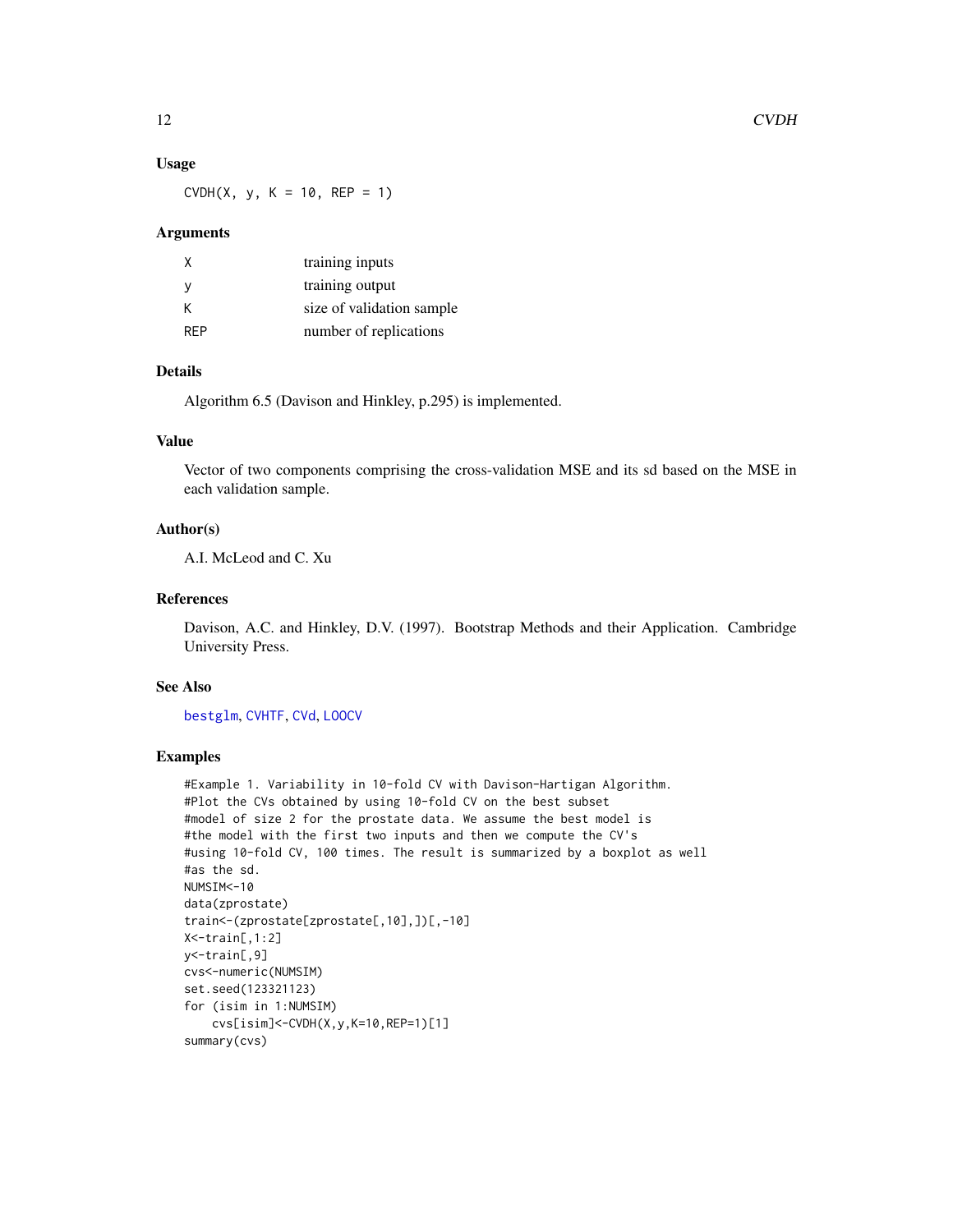### Usage

```
CVDH(X, y, K = 10, REP = 1)
```

### Arguments

| | |
|---|---|
| X | training inputs |
| y | training output |
| K | size of validation sample |
| REP | number of replications |

### Details

Algorithm 6.5 (Davison and Hinkley, p.295) is implemented.

### Value

Vector of two components comprising the cross-validation MSE and its sd based on the MSE in each validation sample.

### Author(s)

A.I. McLeod and C. Xu

### References

Davison, A.C. and Hinkley, D.V. (1997). Bootstrap Methods and their Application. Cambridge University Press.

### See Also

bestglm, CVHTF, CVd, LOOCV

### Examples

```
#Example 1. Variability in 10-fold CV with Davison-Hartigan Algorithm.
#Plot the CVs obtained by using 10-fold CV on the best subset
#model of size 2 for the prostate data. We assume the best model is
#the model with the first two inputs and then we compute the CV's
#using 10-fold CV, 100 times. The result is summarized by a boxplot as well
#as the sd.
NUMSIM<-10
data(zprostate)
train<-(zprostate[zprostate[,10],])[,-10]
X<-train[,1:2]
y<-train[,9]
cvs<-numeric(NUMSIM)
set.seed(123321123)
for (isim in 1:NUMSIM)
    cvs[isim]<-CVDH(X,y,K=10,REP=1)[1]
summary(cvs)
```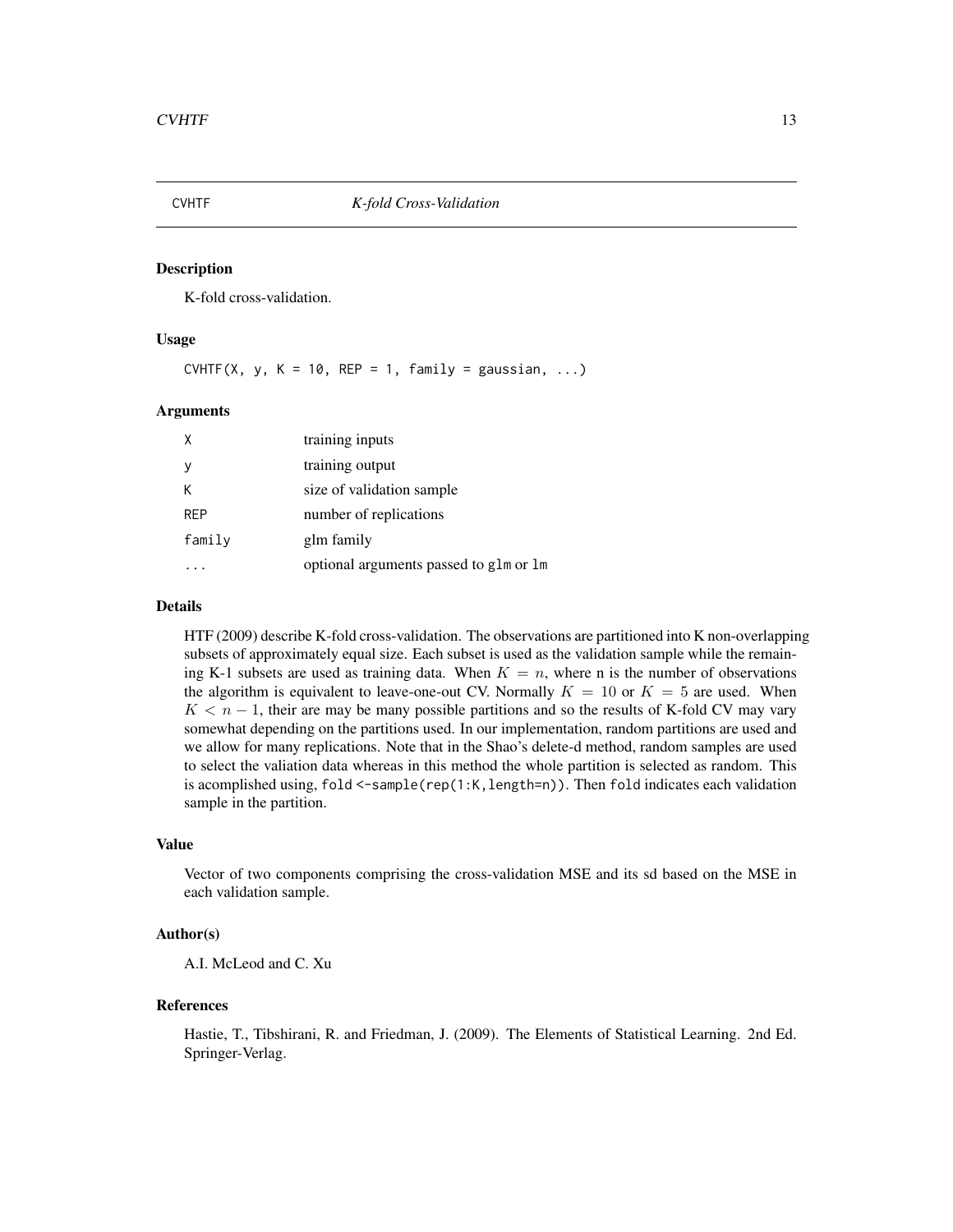## CVHTF *K-fold Cross-Validation*

### Description

K-fold cross-validation.

### Usage

```
CVHTF(X, y, K = 10, REP = 1, family = gaussian, ...)
```

### Arguments

| | |
|---|---|
| X | training inputs |
| y | training output |
| K | size of validation sample |
| REP | number of replications |
| family | glm family |
| ... | optional arguments passed to glm or lm |

### Details

HTF (2009) describe K-fold cross-validation. The observations are partitioned into K non-overlapping subsets of approximately equal size. Each subset is used as the validation sample while the remaining K-1 subsets are used as training data. When $K = n$, where n is the number of observations the algorithm is equivalent to leave-one-out CV. Normally $K = 10$ or $K = 5$ are used. When $K < n - 1$, their are may be many possible partitions and so the results of K-fold CV may vary somewhat depending on the partitions used. In our implementation, random partitions are used and we allow for many replications. Note that in the Shao's delete-d method, random samples are used to select the valiation data whereas in this method the whole partition is selected as random. This is acomplished using, `fold <-sample(rep(1:K,length=n))`. Then `fold` indicates each validation sample in the partition.

### Value

Vector of two components comprising the cross-validation MSE and its sd based on the MSE in each validation sample.

### Author(s)

A.I. McLeod and C. Xu

### References

Hastie, T., Tibshirani, R. and Friedman, J. (2009). The Elements of Statistical Learning. 2nd Ed. Springer-Verlag.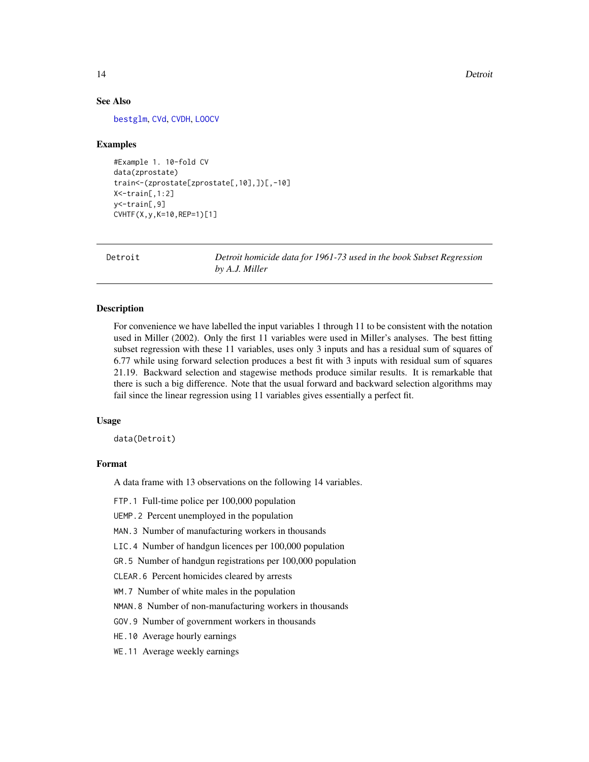### See Also

bestglm, CVd, CVDH, LOOCV

### Examples

```
#Example 1. 10-fold CV
data(zprostate)
train<-(zprostate[zprostate[,10],])[,-10]
X<-train[,1:2]
y<-train[,9]
CVHTF(X,y,K=10,REP=1)[1]
```

---

## Detroit — *Detroit homicide data for 1961-73 used in the book Subset Regression by A.J. Miller*

---

### Description

For convenience we have labelled the input variables 1 through 11 to be consistent with the notation used in Miller (2002). Only the first 11 variables were used in Miller's analyses. The best fitting subset regression with these 11 variables, uses only 3 inputs and has a residual sum of squares of 6.77 while using forward selection produces a best fit with 3 inputs with residual sum of squares 21.19. Backward selection and stagewise methods produce similar results. It is remarkable that there is such a big difference. Note that the usual forward and backward selection algorithms may fail since the linear regression using 11 variables gives essentially a perfect fit.

### Usage

```
data(Detroit)
```

### Format

A data frame with 13 observations on the following 14 variables.

- `FTP.1` Full-time police per 100,000 population
- `UEMP.2` Percent unemployed in the population
- `MAN.3` Number of manufacturing workers in thousands
- `LIC.4` Number of handgun licences per 100,000 population
- `GR.5` Number of handgun registrations per 100,000 population
- `CLEAR.6` Percent homicides cleared by arrests
- `WM.7` Number of white males in the population
- `NMAN.8` Number of non-manufacturing workers in thousands
- `GOV.9` Number of government workers in thousands
- `HE.10` Average hourly earnings
- `WE.11` Average weekly earnings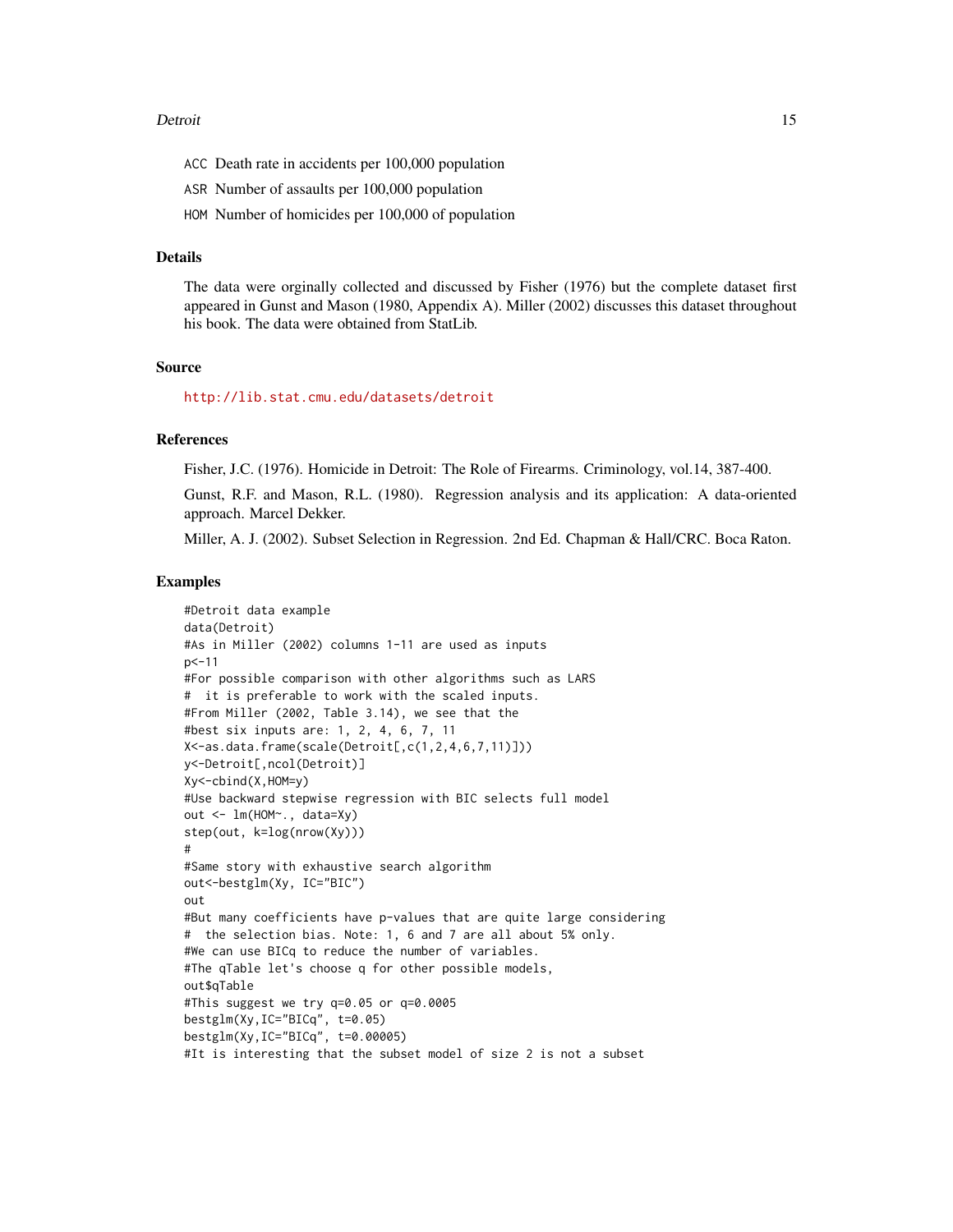ACC Death rate in accidents per 100,000 population

ASR Number of assaults per 100,000 population

HOM Number of homicides per 100,000 of population

## Details

The data were orginally collected and discussed by Fisher (1976) but the complete dataset first appeared in Gunst and Mason (1980, Appendix A). Miller (2002) discusses this dataset throughout his book. The data were obtained from StatLib.

## Source

http://lib.stat.cmu.edu/datasets/detroit

## References

Fisher, J.C. (1976). Homicide in Detroit: The Role of Firearms. Criminology, vol.14, 387-400.

Gunst, R.F. and Mason, R.L. (1980). Regression analysis and its application: A data-oriented approach. Marcel Dekker.

Miller, A. J. (2002). Subset Selection in Regression. 2nd Ed. Chapman & Hall/CRC. Boca Raton.

## Examples

```
#Detroit data example
data(Detroit)
#As in Miller (2002) columns 1-11 are used as inputs
p<-11
#For possible comparison with other algorithms such as LARS
#  it is preferable to work with the scaled inputs.
#From Miller (2002, Table 3.14), we see that the
#best six inputs are: 1, 2, 4, 6, 7, 11
X<-as.data.frame(scale(Detroit[,c(1,2,4,6,7,11)]))
y<-Detroit[,ncol(Detroit)]
Xy<-cbind(X,HOM=y)
#Use backward stepwise regression with BIC selects full model
out <- lm(HOM~., data=Xy)
step(out, k=log(nrow(Xy)))
#
#Same story with exhaustive search algorithm
out<-bestglm(Xy, IC="BIC")
out
#But many coefficients have p-values that are quite large considering
#  the selection bias. Note: 1, 6 and 7 are all about 5% only.
#We can use BICq to reduce the number of variables.
#The qTable let's choose q for other possible models,
out$qTable
#This suggest we try q=0.05 or q=0.0005
bestglm(Xy,IC="BICq", t=0.05)
bestglm(Xy,IC="BICq", t=0.00005)
#It is interesting that the subset model of size 2 is not a subset
```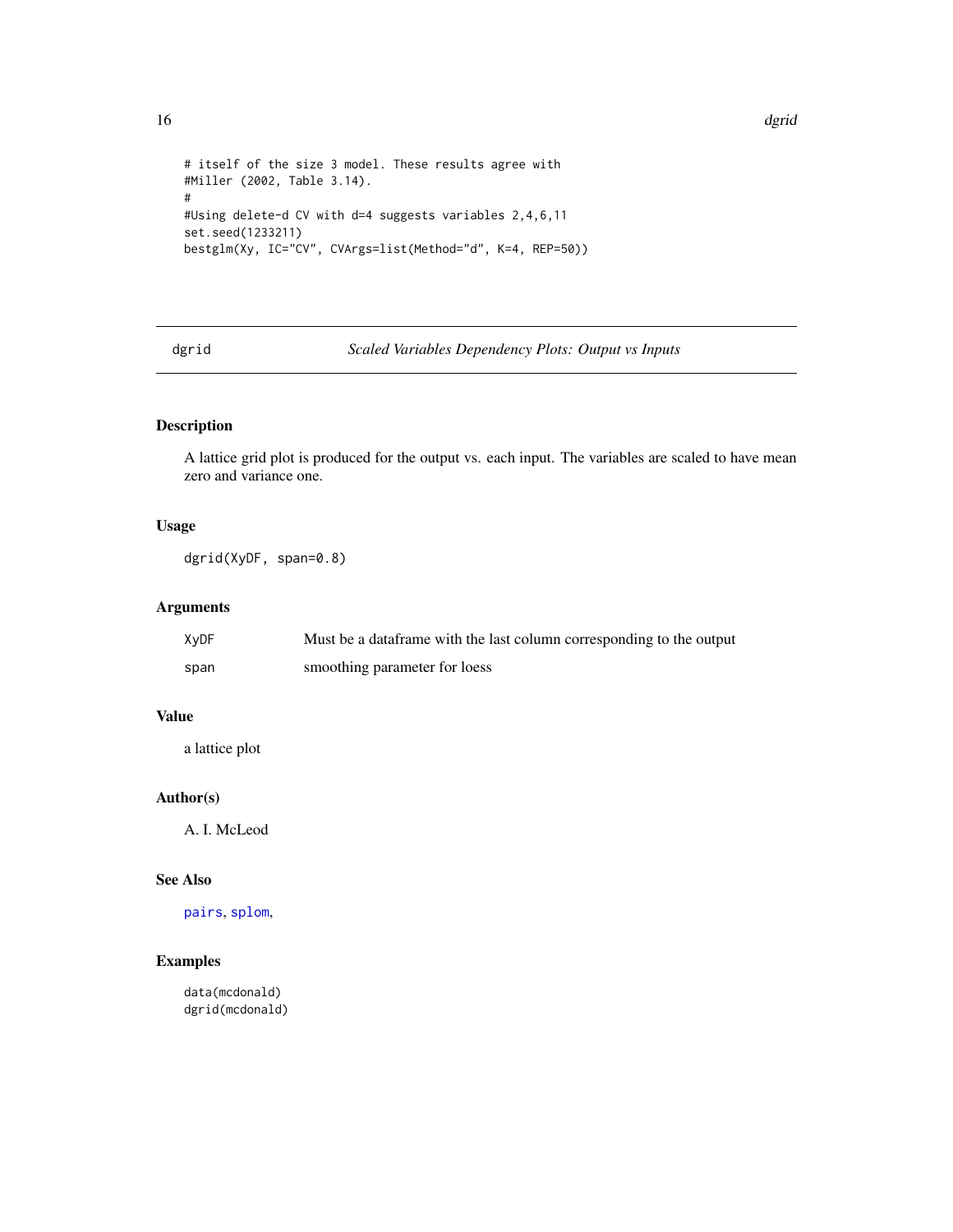```
# itself of the size 3 model. These results agree with
#Miller (2002, Table 3.14).
#
#Using delete-d CV with d=4 suggests variables 2,4,6,11
set.seed(1233211)
bestglm(Xy, IC="CV", CVArgs=list(Method="d", K=4, REP=50))
```

## dgrid — *Scaled Variables Dependency Plots: Output vs Inputs*

### Description

A lattice grid plot is produced for the output vs. each input. The variables are scaled to have mean zero and variance one.

### Usage

```
dgrid(XyDF, span=0.8)
```

### Arguments

| | |
|---|---|
| XyDF | Must be a dataframe with the last column corresponding to the output |
| span | smoothing parameter for loess |

### Value

a lattice plot

### Author(s)

A. I. McLeod

### See Also

pairs, splom,

### Examples

```
data(mcdonald)
dgrid(mcdonald)
```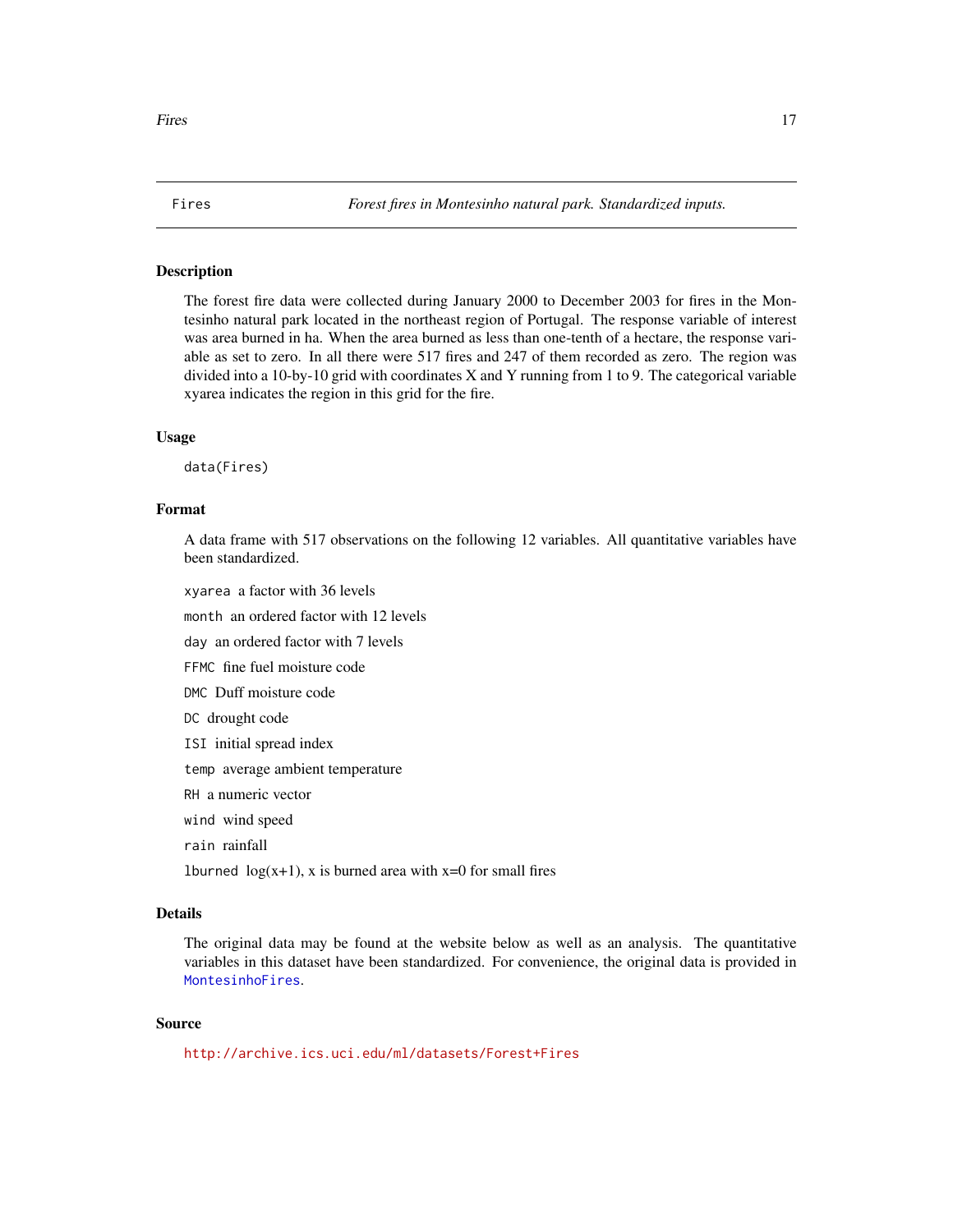## Fires

*Forest fires in Montesinho natural park. Standardized inputs.*

### Description

The forest fire data were collected during January 2000 to December 2003 for fires in the Montesinho natural park located in the northeast region of Portugal. The response variable of interest was area burned in ha. When the area burned as less than one-tenth of a hectare, the response variable as set to zero. In all there were 517 fires and 247 of them recorded as zero. The region was divided into a 10-by-10 grid with coordinates X and Y running from 1 to 9. The categorical variable xyarea indicates the region in this grid for the fire.

### Usage

```
data(Fires)
```

### Format

A data frame with 517 observations on the following 12 variables. All quantitative variables have been standardized.

- `xyarea` a factor with 36 levels
- `month` an ordered factor with 12 levels
- `day` an ordered factor with 7 levels
- `FFMC` fine fuel moisture code
- `DMC` Duff moisture code
- `DC` drought code
- `ISI` initial spread index
- `temp` average ambient temperature
- `RH` a numeric vector
- `wind` wind speed
- `rain` rainfall
- `lburned` log(x+1), x is burned area with x=0 for small fires

### Details

The original data may be found at the website below as well as an analysis. The quantitative variables in this dataset have been standardized. For convenience, the original data is provided in `MontesinhoFires`.

### Source

http://archive.ics.uci.edu/ml/datasets/Forest+Fires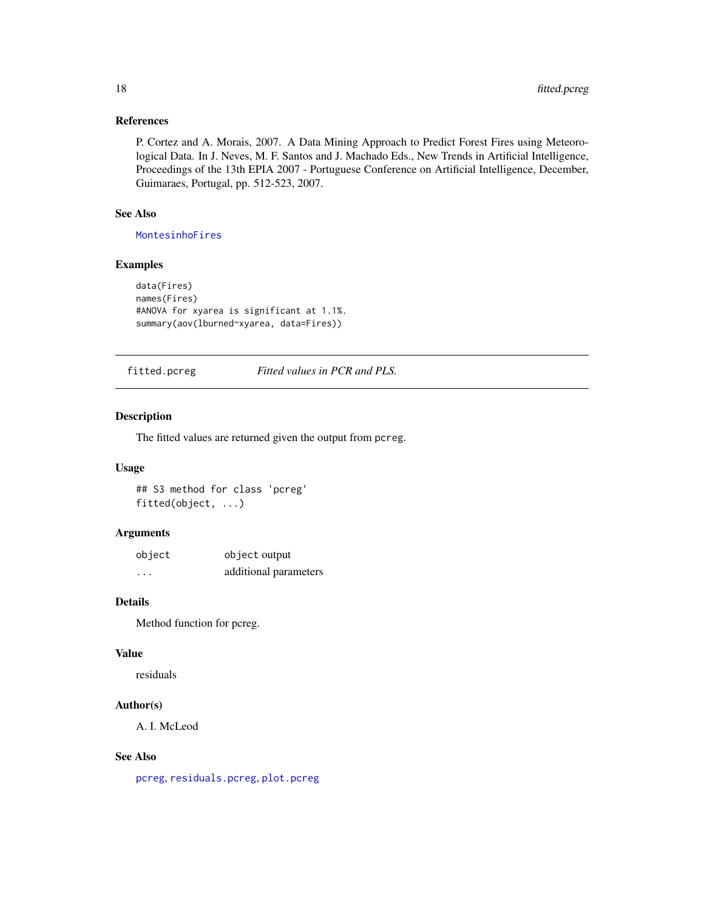### References

P. Cortez and A. Morais, 2007. A Data Mining Approach to Predict Forest Fires using Meteorological Data. In J. Neves, M. F. Santos and J. Machado Eds., New Trends in Artificial Intelligence, Proceedings of the 13th EPIA 2007 - Portuguese Conference on Artificial Intelligence, December, Guimaraes, Portugal, pp. 512-523, 2007.

### See Also

MontesinhoFires

### Examples

```
data(Fires)
names(Fires)
#ANOVA for xyarea is significant at 1.1%.
summary(aov(lburned~xyarea, data=Fires))
```

---

## fitted.pcreg    *Fitted values in PCR and PLS.*

---

### Description

The fitted values are returned given the output from pcreg.

### Usage

```
## S3 method for class 'pcreg'
fitted(object, ...)
```

### Arguments

| | |
|---|---|
| object | object output |
| ... | additional parameters |

### Details

Method function for pcreg.

### Value

residuals

### Author(s)

A. I. McLeod

### See Also

pcreg, residuals.pcreg, plot.pcreg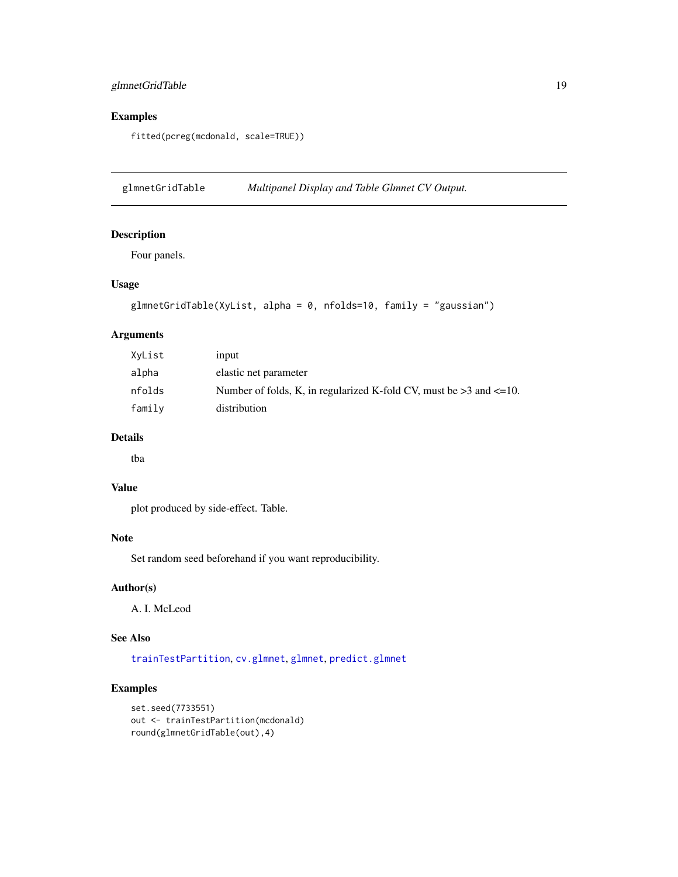## Examples

```
fitted(pcreg(mcdonald, scale=TRUE))
```

---

## glmnetGridTable — *Multipanel Display and Table Glmnet CV Output.*

---

### Description

Four panels.

### Usage

```
glmnetGridTable(XyList, alpha = 0, nfolds=10, family = "gaussian")
```

### Arguments

| | |
|---|---|
| `XyList` | input |
| `alpha` | elastic net parameter |
| `nfolds` | Number of folds, K, in regularized K-fold CV, must be >3 and <=10. |
| `family` | distribution |

### Details

tba

### Value

plot produced by side-effect. Table.

### Note

Set random seed beforehand if you want reproducibility.

### Author(s)

A. I. McLeod

### See Also

`trainTestPartition`, `cv.glmnet`, `glmnet`, `predict.glmnet`

### Examples

```
set.seed(7733551)
out <- trainTestPartition(mcdonald)
round(glmnetGridTable(out),4)
```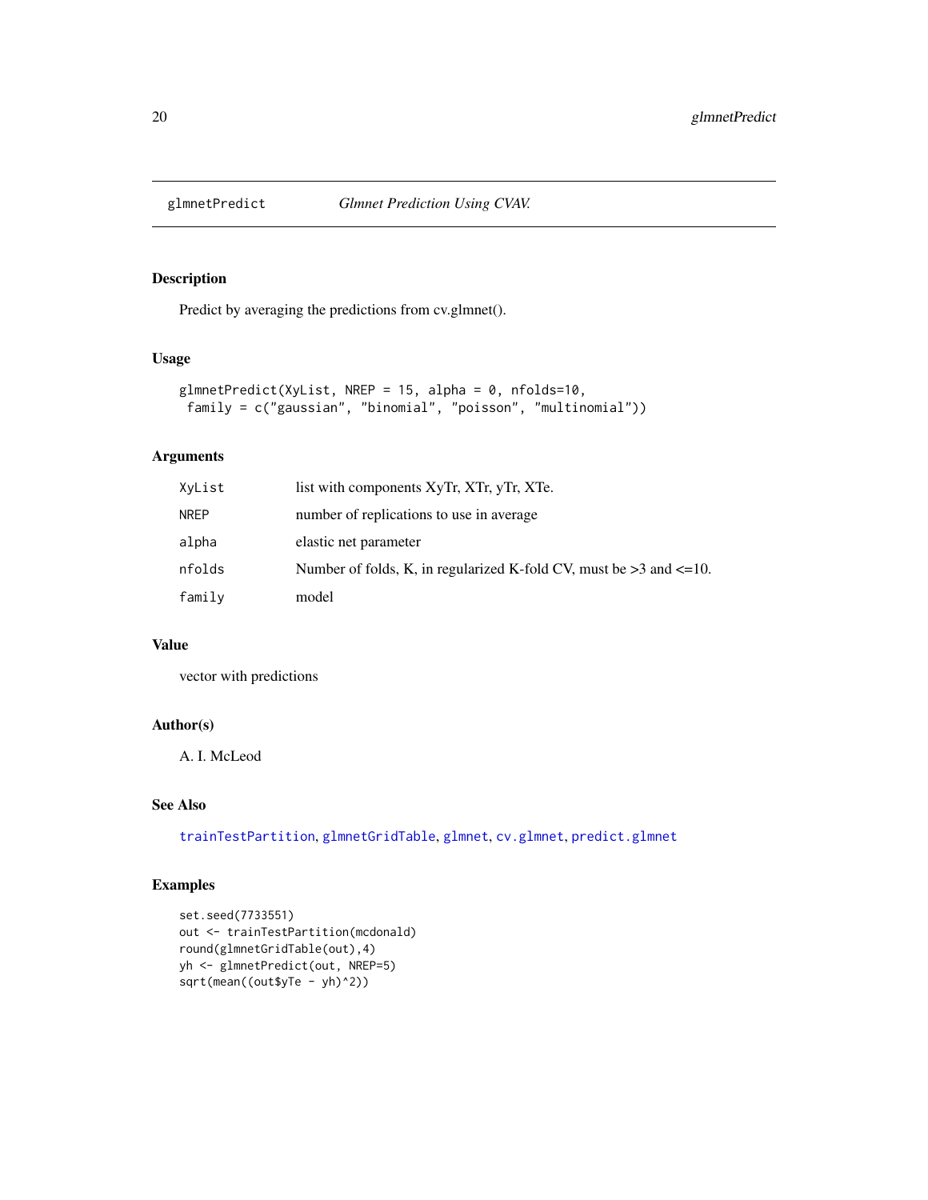# glmnetPredict — *Glmnet Prediction Using CVAV.*

## Description

Predict by averaging the predictions from cv.glmnet().

## Usage

```
glmnetPredict(XyList, NREP = 15, alpha = 0, nfolds=10,
 family = c("gaussian", "binomial", "poisson", "multinomial"))
```

## Arguments

| | |
|---|---|
| XyList | list with components XyTr, XTr, yTr, XTe. |
| NREP | number of replications to use in average |
| alpha | elastic net parameter |
| nfolds | Number of folds, K, in regularized K-fold CV, must be >3 and <=10. |
| family | model |

## Value

vector with predictions

## Author(s)

A. I. McLeod

## See Also

trainTestPartition, glmnetGridTable, glmnet, cv.glmnet, predict.glmnet

## Examples

```
set.seed(7733551)
out <- trainTestPartition(mcdonald)
round(glmnetGridTable(out),4)
yh <- glmnetPredict(out, NREP=5)
sqrt(mean((out$yTe - yh)^2))
```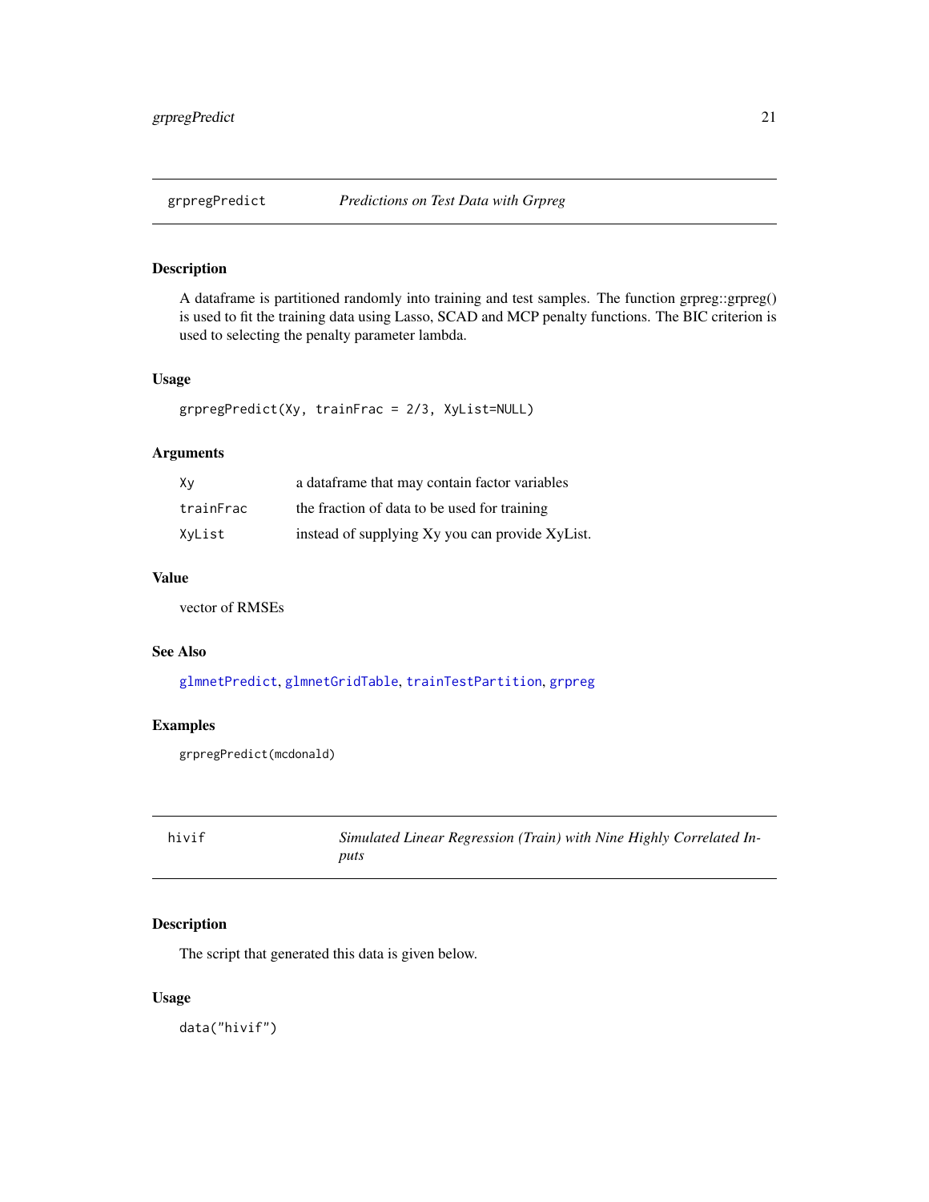## grpregPredict — *Predictions on Test Data with Grpreg*

### Description

A dataframe is partitioned randomly into training and test samples. The function grpreg::grpreg() is used to fit the training data using Lasso, SCAD and MCP penalty functions. The BIC criterion is used to selecting the penalty parameter lambda.

### Usage

```
grpregPredict(Xy, trainFrac = 2/3, XyList=NULL)
```

### Arguments

| | |
|---|---|
| Xy | a dataframe that may contain factor variables |
| trainFrac | the fraction of data to be used for training |
| XyList | instead of supplying Xy you can provide XyList. |

### Value

vector of RMSEs

### See Also

glmnetPredict, glmnetGridTable, trainTestPartition, grpreg

### Examples

```
grpregPredict(mcdonald)
```

## hivif — *Simulated Linear Regression (Train) with Nine Highly Correlated Inputs*

### Description

The script that generated this data is given below.

### Usage

```
data("hivif")
```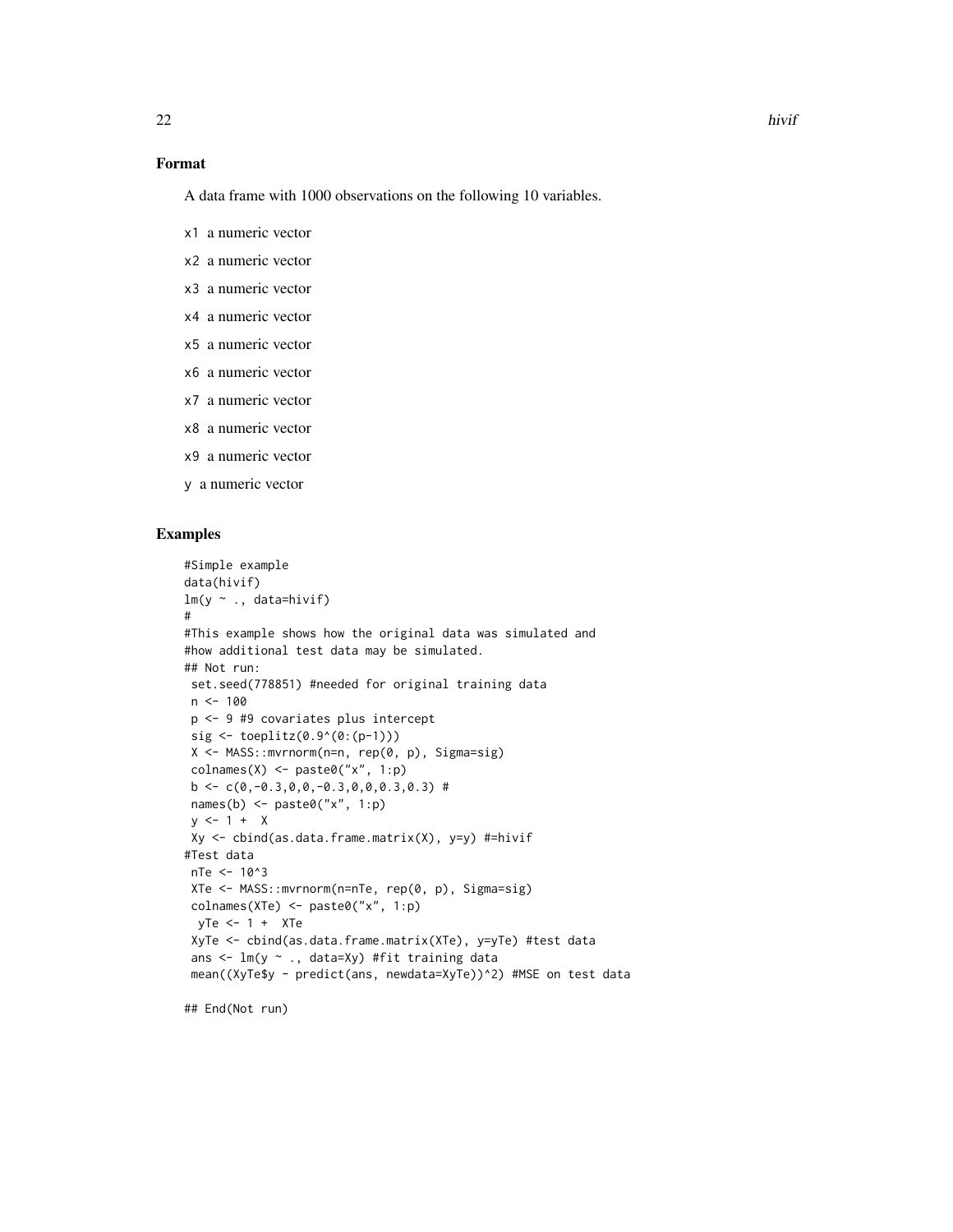## Format

A data frame with 1000 observations on the following 10 variables.

x1 a numeric vector

x2 a numeric vector

x3 a numeric vector

x4 a numeric vector

x5 a numeric vector

x6 a numeric vector

x7 a numeric vector

x8 a numeric vector

x9 a numeric vector

y a numeric vector

## Examples

```
#Simple example
data(hivif)
lm(y ~ ., data=hivif)
#
#This example shows how the original data was simulated and
#how additional test data may be simulated.
## Not run: 
 set.seed(778851) #needed for original training data
 n <- 100
 p <- 9 #9 covariates plus intercept
 sig <- toeplitz(0.9^(0:(p-1)))
 X <- MASS::mvrnorm(n=n, rep(0, p), Sigma=sig)
 colnames(X) <- paste0("x", 1:p)
 b <- c(0,-0.3,0,0,-0.3,0,0,0.3,0.3) #
 names(b) <- paste0("x", 1:p)
 y <- 1 +  X
 Xy <- cbind(as.data.frame.matrix(X), y=y) #=hivif
#Test data
 nTe <- 10^3
 XTe <- MASS::mvrnorm(n=nTe, rep(0, p), Sigma=sig)
 colnames(XTe) <- paste0("x", 1:p)
  yTe <- 1 +  XTe
 XyTe <- cbind(as.data.frame.matrix(XTe), y=yTe) #test data
 ans <- lm(y ~ ., data=Xy) #fit training data
 mean((XyTe$y - predict(ans, newdata=XyTe))^2) #MSE on test data

## End(Not run)
```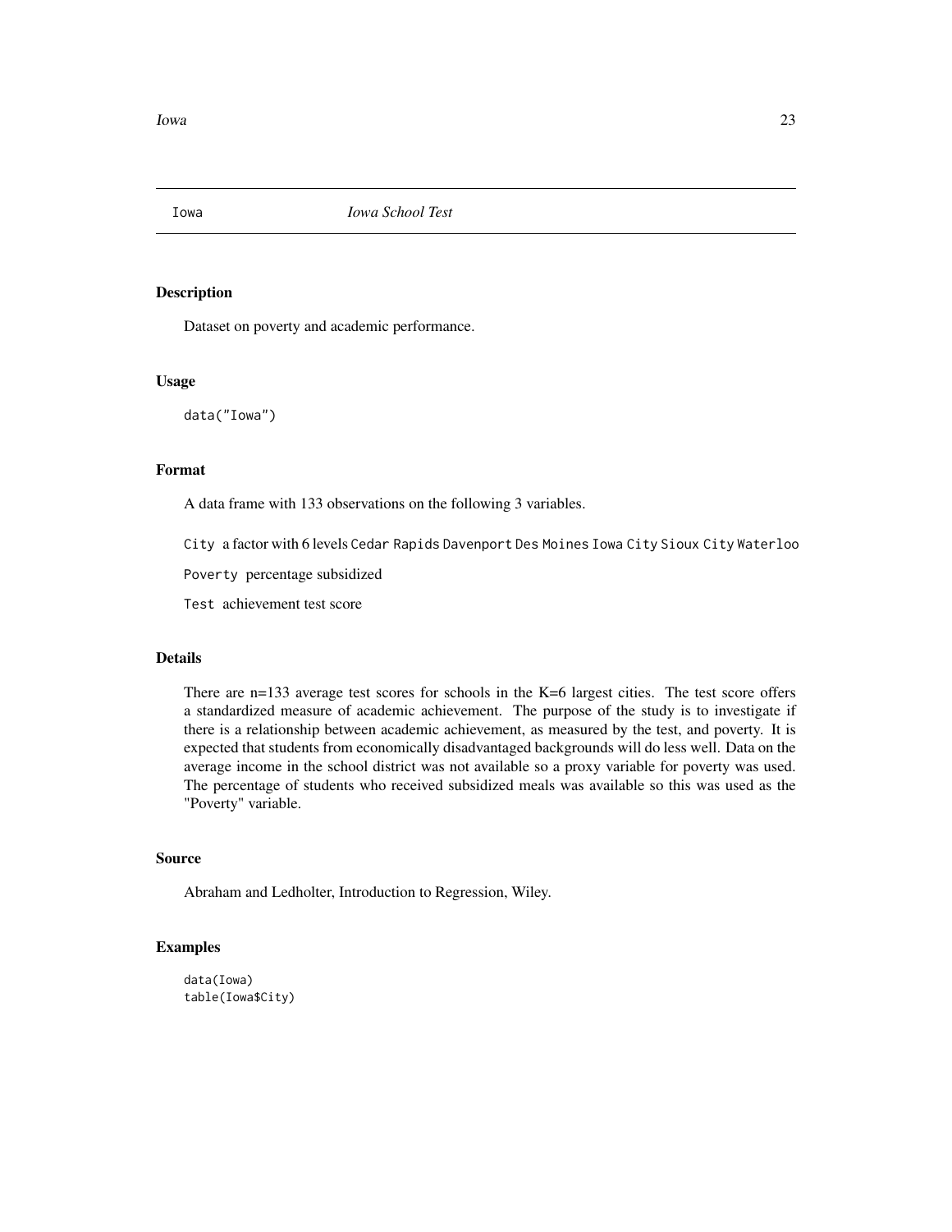Iowa *Iowa School Test*

## Description

Dataset on poverty and academic performance.

## Usage

```
data("Iowa")
```

## Format

A data frame with 133 observations on the following 3 variables.

`City` a factor with 6 levels `Cedar Rapids` `Davenport` `Des Moines` `Iowa City` `Sioux City` `Waterloo`

`Poverty` percentage subsidized

`Test` achievement test score

## Details

There are n=133 average test scores for schools in the K=6 largest cities. The test score offers a standardized measure of academic achievement. The purpose of the study is to investigate if there is a relationship between academic achievement, as measured by the test, and poverty. It is expected that students from economically disadvantaged backgrounds will do less well. Data on the average income in the school district was not available so a proxy variable for poverty was used. The percentage of students who received subsidized meals was available so this was used as the "Poverty" variable.

## Source

Abraham and Ledholter, Introduction to Regression, Wiley.

## Examples

```
data(Iowa)
table(Iowa$City)
```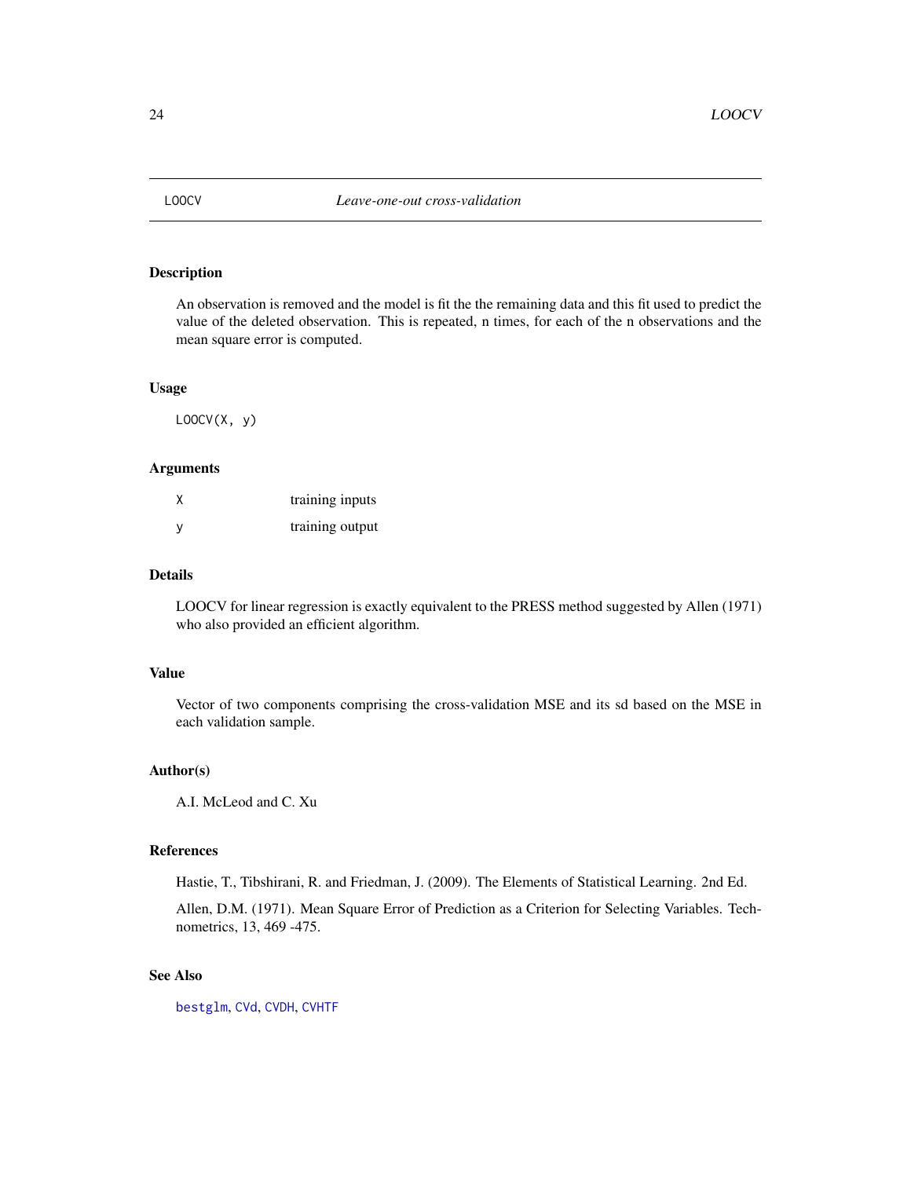# LOOCV — *Leave-one-out cross-validation*

## Description

An observation is removed and the model is fit the the remaining data and this fit used to predict the value of the deleted observation. This is repeated, n times, for each of the n observations and the mean square error is computed.

## Usage

```
LOOCV(X, y)
```

## Arguments

| | |
|---|---|
| X | training inputs |
| y | training output |

## Details

LOOCV for linear regression is exactly equivalent to the PRESS method suggested by Allen (1971) who also provided an efficient algorithm.

## Value

Vector of two components comprising the cross-validation MSE and its sd based on the MSE in each validation sample.

## Author(s)

A.I. McLeod and C. Xu

## References

Hastie, T., Tibshirani, R. and Friedman, J. (2009). The Elements of Statistical Learning. 2nd Ed.

Allen, D.M. (1971). Mean Square Error of Prediction as a Criterion for Selecting Variables. Technometrics, 13, 469 -475.

## See Also

bestglm, CVd, CVDH, CVHTF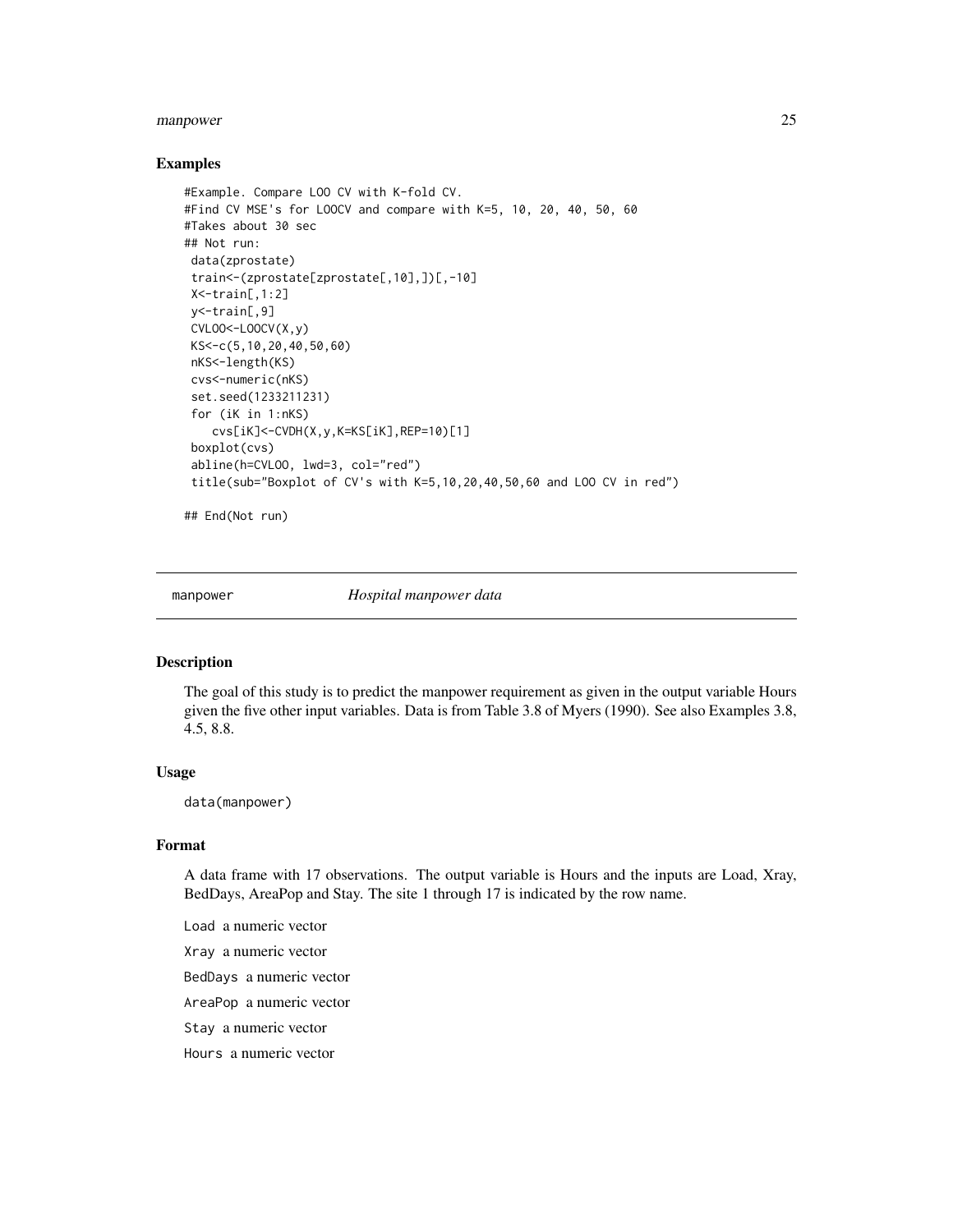## Examples

```
#Example. Compare LOO CV with K-fold CV.
#Find CV MSE's for LOOCV and compare with K=5, 10, 20, 40, 50, 60
#Takes about 30 sec
## Not run:
 data(zprostate)
 train<-(zprostate[zprostate[,10],])[,-10]
 X<-train[,1:2]
 y<-train[,9]
 CVLOO<-LOOCV(X,y)
 KS<-c(5,10,20,40,50,60)
 nKS<-length(KS)
 cvs<-numeric(nKS)
 set.seed(1233211231)
 for (iK in 1:nKS)
    cvs[iK]<-CVDH(X,y,K=KS[iK],REP=10)[1]
 boxplot(cvs)
 abline(h=CVLOO, lwd=3, col="red")
 title(sub="Boxplot of CV's with K=5,10,20,40,50,60 and LOO CV in red")

## End(Not run)
```

---

# manpower *Hospital manpower data*

---

## Description

The goal of this study is to predict the manpower requirement as given in the output variable Hours given the five other input variables. Data is from Table 3.8 of Myers (1990). See also Examples 3.8, 4.5, 8.8.

## Usage

```
data(manpower)
```

## Format

A data frame with 17 observations. The output variable is Hours and the inputs are Load, Xray, BedDays, AreaPop and Stay. The site 1 through 17 is indicated by the row name.

`Load` a numeric vector

`Xray` a numeric vector

`BedDays` a numeric vector

`AreaPop` a numeric vector

`Stay` a numeric vector

`Hours` a numeric vector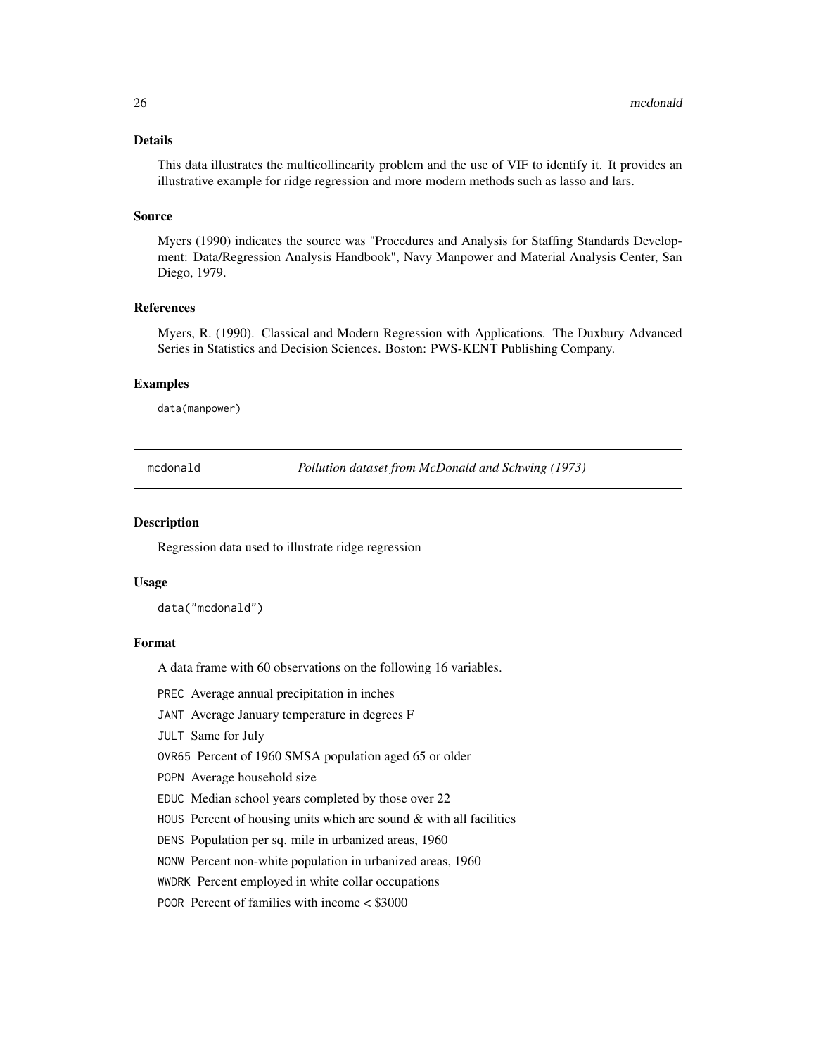### Details

This data illustrates the multicollinearity problem and the use of VIF to identify it. It provides an illustrative example for ridge regression and more modern methods such as lasso and lars.

### Source

Myers (1990) indicates the source was "Procedures and Analysis for Staffing Standards Development: Data/Regression Analysis Handbook", Navy Manpower and Material Analysis Center, San Diego, 1979.

### References

Myers, R. (1990). Classical and Modern Regression with Applications. The Duxbury Advanced Series in Statistics and Decision Sciences. Boston: PWS-KENT Publishing Company.

### Examples

```
data(manpower)
```

---

## mcdonald — *Pollution dataset from McDonald and Schwing (1973)*

---

### Description

Regression data used to illustrate ridge regression

### Usage

```
data("mcdonald")
```

### Format

A data frame with 60 observations on the following 16 variables.

- `PREC` Average annual precipitation in inches
- `JANT` Average January temperature in degrees F
- `JULT` Same for July
- `OVR65` Percent of 1960 SMSA population aged 65 or older
- `POPN` Average household size
- `EDUC` Median school years completed by those over 22
- `HOUS` Percent of housing units which are sound & with all facilities
- `DENS` Population per sq. mile in urbanized areas, 1960
- `NONW` Percent non-white population in urbanized areas, 1960
- `WWDRK` Percent employed in white collar occupations
- `POOR` Percent of families with income < $3000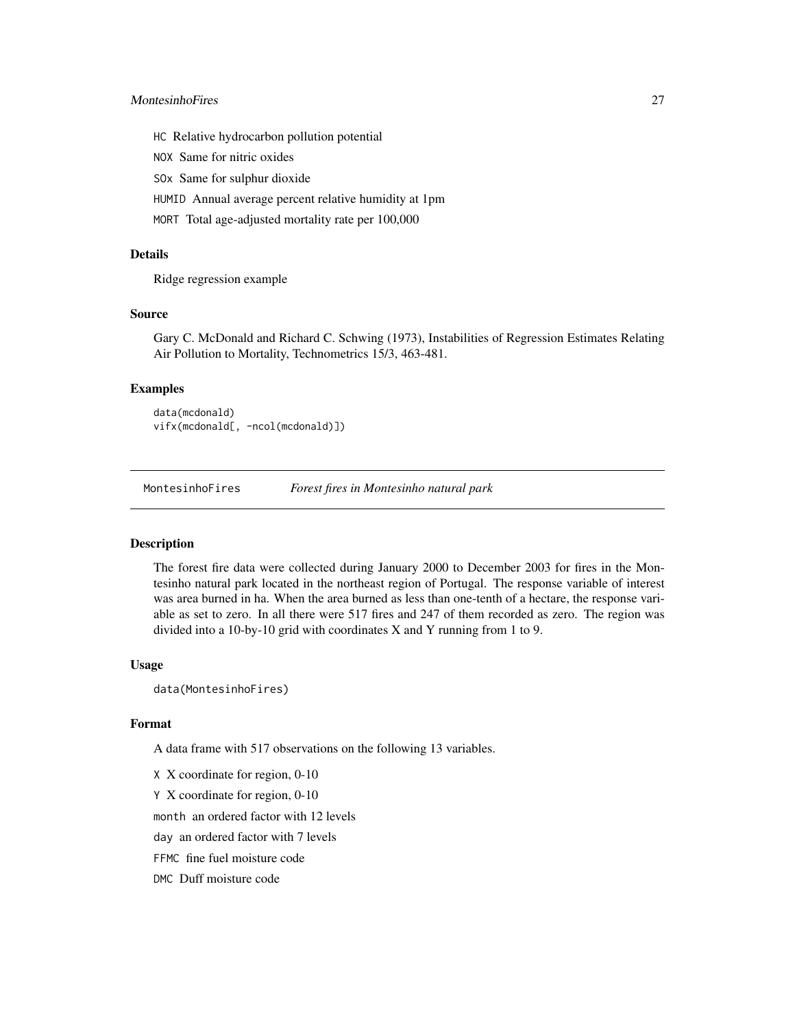HC Relative hydrocarbon pollution potential

NOX Same for nitric oxides

SOx Same for sulphur dioxide

HUMID Annual average percent relative humidity at 1pm

MORT Total age-adjusted mortality rate per 100,000

### Details

Ridge regression example

### Source

Gary C. McDonald and Richard C. Schwing (1973), Instabilities of Regression Estimates Relating Air Pollution to Mortality, Technometrics 15/3, 463-481.

### Examples

```
data(mcdonald)
vifx(mcdonald[, -ncol(mcdonald)])
```

---

## MontesinhoFires *Forest fires in Montesinho natural park*

---

### Description

The forest fire data were collected during January 2000 to December 2003 for fires in the Montesinho natural park located in the northeast region of Portugal. The response variable of interest was area burned in ha. When the area burned as less than one-tenth of a hectare, the response variable as set to zero. In all there were 517 fires and 247 of them recorded as zero. The region was divided into a 10-by-10 grid with coordinates X and Y running from 1 to 9.

### Usage

```
data(MontesinhoFires)
```

### Format

A data frame with 517 observations on the following 13 variables.

X X coordinate for region, 0-10

Y X coordinate for region, 0-10

month an ordered factor with 12 levels

day an ordered factor with 7 levels

FFMC fine fuel moisture code

DMC Duff moisture code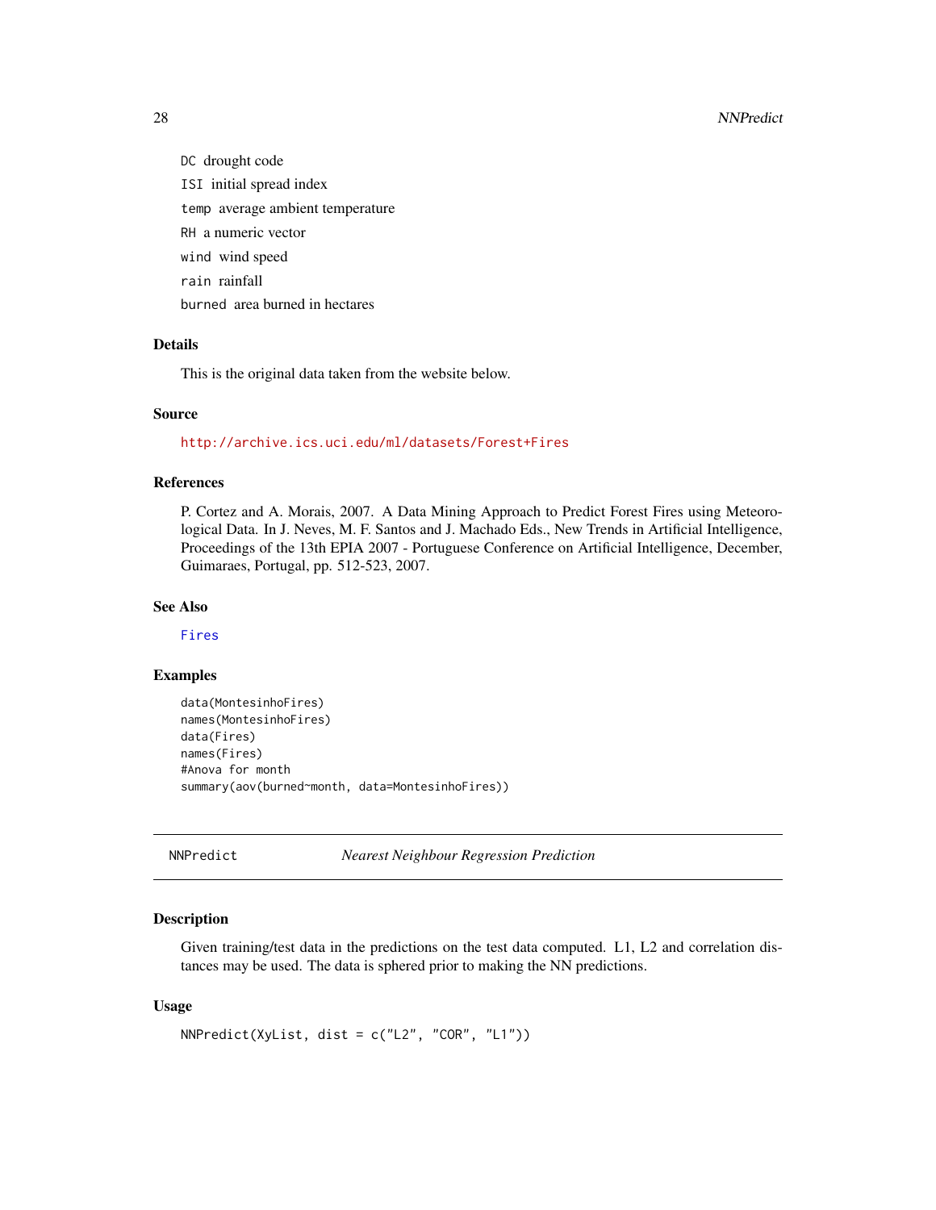DC drought code

ISI initial spread index

temp average ambient temperature

RH a numeric vector

wind wind speed

rain rainfall

burned area burned in hectares

### Details

This is the original data taken from the website below.

### Source

http://archive.ics.uci.edu/ml/datasets/Forest+Fires

### References

P. Cortez and A. Morais, 2007. A Data Mining Approach to Predict Forest Fires using Meteorological Data. In J. Neves, M. F. Santos and J. Machado Eds., New Trends in Artificial Intelligence, Proceedings of the 13th EPIA 2007 - Portuguese Conference on Artificial Intelligence, December, Guimaraes, Portugal, pp. 512-523, 2007.

### See Also

Fires

### Examples

```
data(MontesinhoFires)
names(MontesinhoFires)
data(Fires)
names(Fires)
#Anova for month
summary(aov(burned~month, data=MontesinhoFires))
```

---

## NNPredict *Nearest Neighbour Regression Prediction*

### Description

Given training/test data in the predictions on the test data computed. L1, L2 and correlation distances may be used. The data is sphered prior to making the NN predictions.

### Usage

```
NNPredict(XyList, dist = c("L2", "COR", "L1"))
```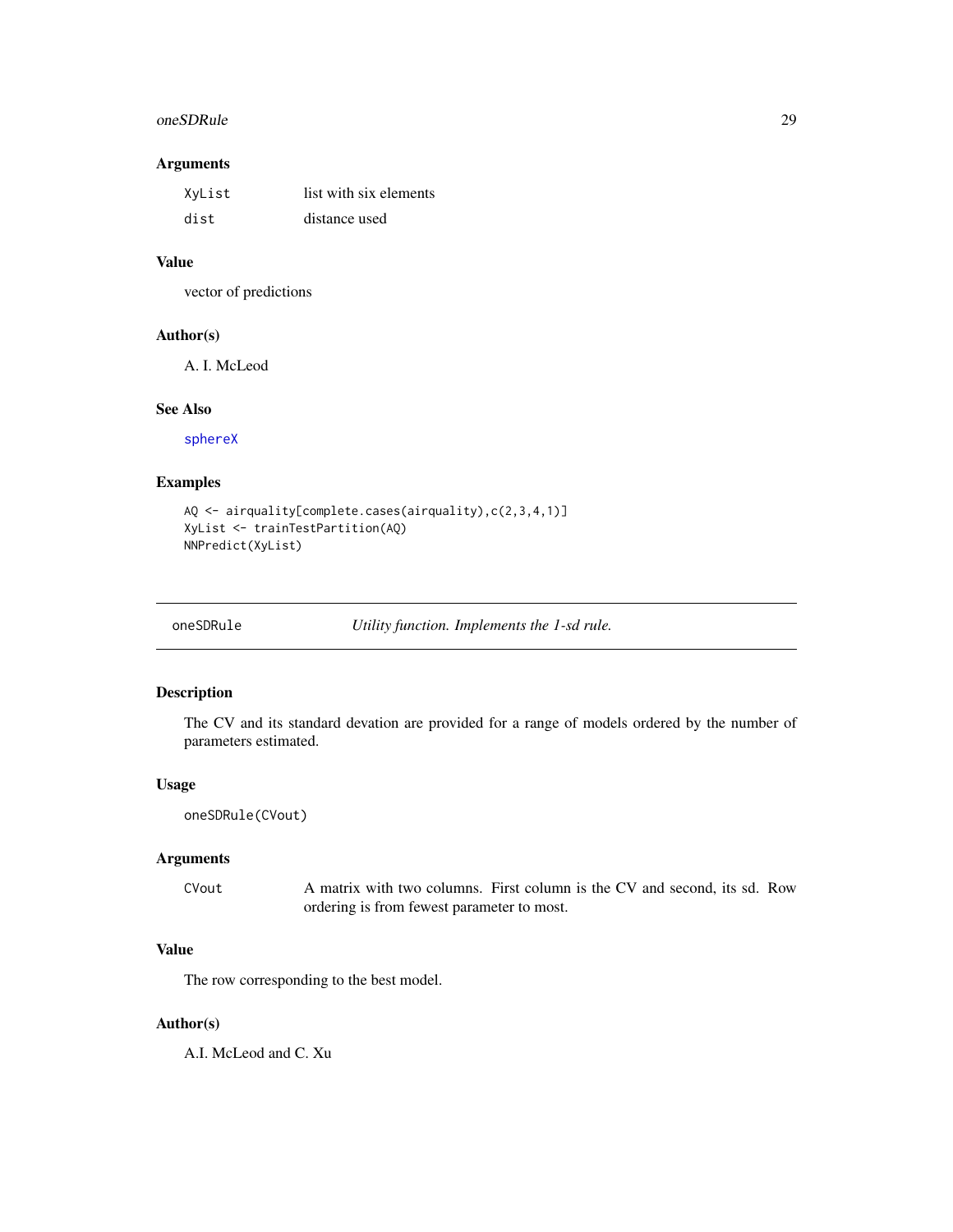### Arguments

| | |
|---|---|
| XyList | list with six elements |
| dist | distance used |

### Value

vector of predictions

### Author(s)

A. I. McLeod

### See Also

sphereX

### Examples

```
AQ <- airquality[complete.cases(airquality),c(2,3,4,1)]
XyList <- trainTestPartition(AQ)
NNPredict(XyList)
```

---

## oneSDRule — *Utility function. Implements the 1-sd rule.*

---

### Description

The CV and its standard devation are provided for a range of models ordered by the number of parameters estimated.

### Usage

```
oneSDRule(CVout)
```

### Arguments

| | |
|---|---|
| CVout | A matrix with two columns. First column is the CV and second, its sd. Row ordering is from fewest parameter to most. |

### Value

The row corresponding to the best model.

### Author(s)

A.I. McLeod and C. Xu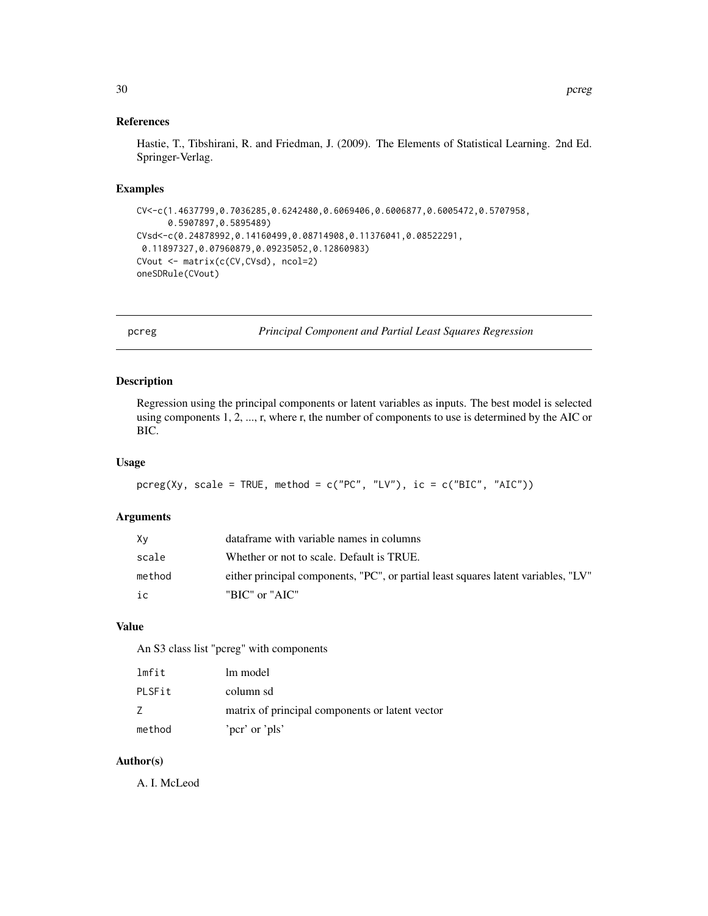### References

Hastie, T., Tibshirani, R. and Friedman, J. (2009). The Elements of Statistical Learning. 2nd Ed. Springer-Verlag.

### Examples

```
CV<-c(1.4637799,0.7036285,0.6242480,0.6069406,0.6006877,0.6005472,0.5707958,
      0.5907897,0.5895489)
CVsd<-c(0.24878992,0.14160499,0.08714908,0.11376041,0.08522291,
 0.11897327,0.07960879,0.09235052,0.12860983)
CVout <- matrix(c(CV,CVsd), ncol=2)
oneSDRule(CVout)
```

---

## pcreg — *Principal Component and Partial Least Squares Regression*

### Description

Regression using the principal components or latent variables as inputs. The best model is selected using components 1, 2, ..., r, where r, the number of components to use is determined by the AIC or BIC.

### Usage

```
pcreg(Xy, scale = TRUE, method = c("PC", "LV"), ic = c("BIC", "AIC"))
```

### Arguments

| | |
|---|---|
| `Xy` | dataframe with variable names in columns |
| `scale` | Whether or not to scale. Default is TRUE. |
| `method` | either principal components, "PC", or partial least squares latent variables, "LV" |
| `ic` | "BIC" or "AIC" |

### Value

An S3 class list "pcreg" with components

| | |
|---|---|
| `lmfit` | lm model |
| `PLSFit` | column sd |
| `Z` | matrix of principal components or latent vector |
| `method` | 'pcr' or 'pls' |

### Author(s)

A. I. McLeod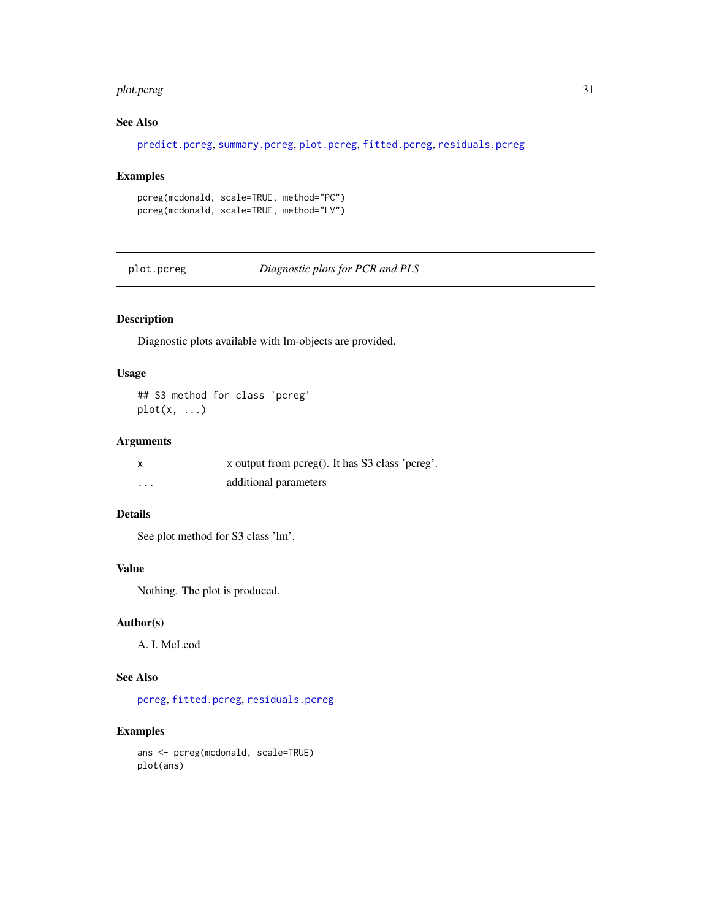### See Also

predict.pcreg, summary.pcreg, plot.pcreg, fitted.pcreg, residuals.pcreg

### Examples

```
pcreg(mcdonald, scale=TRUE, method="PC")
pcreg(mcdonald, scale=TRUE, method="LV")
```

---

## plot.pcreg — *Diagnostic plots for PCR and PLS*

---

### Description

Diagnostic plots available with lm-objects are provided.

### Usage

```
## S3 method for class 'pcreg'
plot(x, ...)
```

### Arguments

| | |
|---|---|
| x | x output from pcreg(). It has S3 class 'pcreg'. |
| ... | additional parameters |

### Details

See plot method for S3 class 'lm'.

### Value

Nothing. The plot is produced.

### Author(s)

A. I. McLeod

### See Also

pcreg, fitted.pcreg, residuals.pcreg

### Examples

```
ans <- pcreg(mcdonald, scale=TRUE)
plot(ans)
```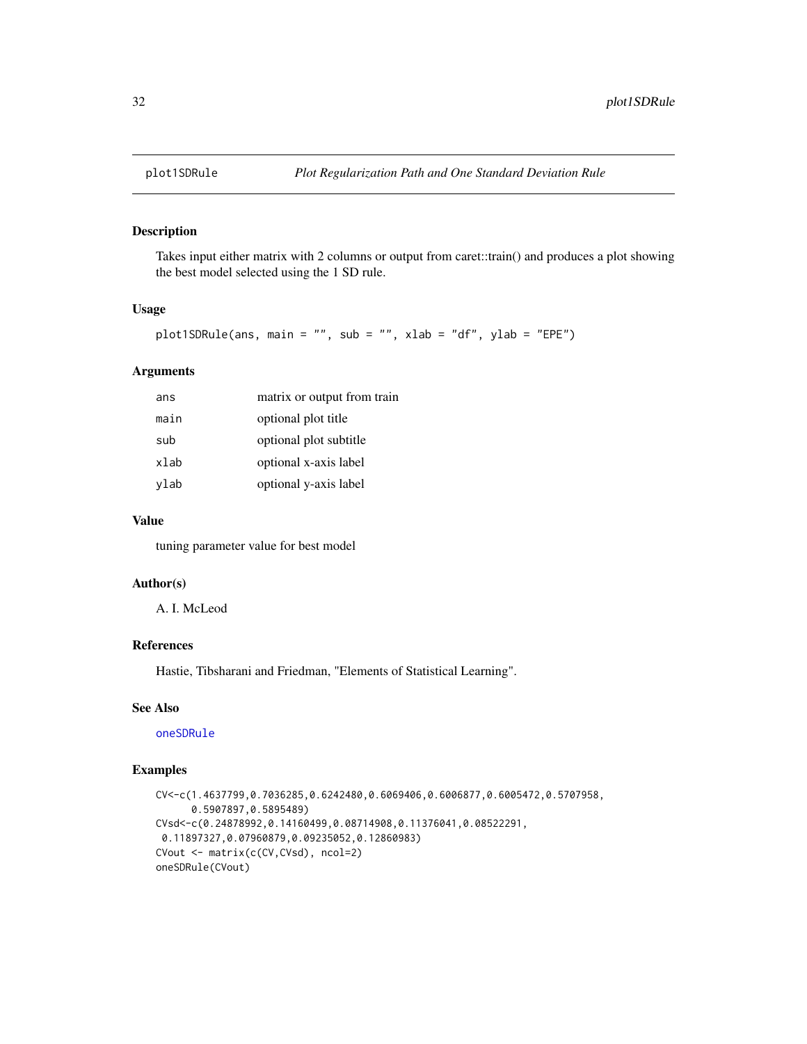# plot1SDRule — *Plot Regularization Path and One Standard Deviation Rule*

## Description

Takes input either matrix with 2 columns or output from caret::train() and produces a plot showing the best model selected using the 1 SD rule.

## Usage

```
plot1SDRule(ans, main = "", sub = "", xlab = "df", ylab = "EPE")
```

## Arguments

| | |
|---|---|
| ans | matrix or output from train |
| main | optional plot title |
| sub | optional plot subtitle |
| xlab | optional x-axis label |
| ylab | optional y-axis label |

## Value

tuning parameter value for best model

## Author(s)

A. I. McLeod

## References

Hastie, Tibsharani and Friedman, "Elements of Statistical Learning".

## See Also

oneSDRule

## Examples

```
CV<-c(1.4637799,0.7036285,0.6242480,0.6069406,0.6006877,0.6005472,0.5707958,
      0.5907897,0.5895489)
CVsd<-c(0.24878992,0.14160499,0.08714908,0.11376041,0.08522291,
 0.11897327,0.07960879,0.09235052,0.12860983)
CVout <- matrix(c(CV,CVsd), ncol=2)
oneSDRule(CVout)
```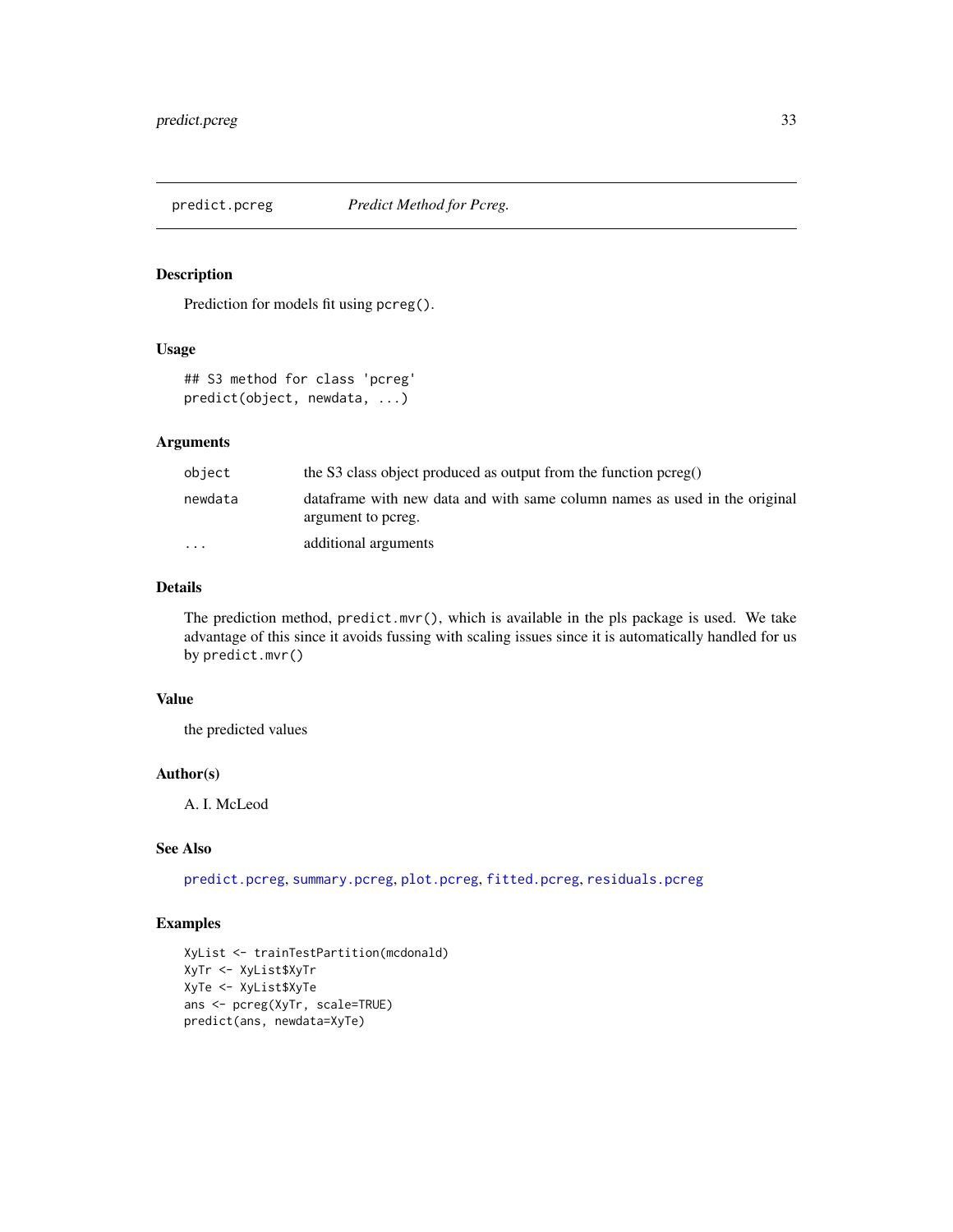## predict.pcreg — *Predict Method for Pcreg.*

### Description

Prediction for models fit using `pcreg()`.

### Usage

```
## S3 method for class 'pcreg'
predict(object, newdata, ...)
```

### Arguments

| Argument | Description |
|---|---|
| `object` | the S3 class object produced as output from the function pcreg() |
| `newdata` | dataframe with new data and with same column names as used in the original argument to pcreg. |
| `...` | additional arguments |

### Details

The prediction method, `predict.mvr()`, which is available in the pls package is used. We take advantage of this since it avoids fussing with scaling issues since it is automatically handled for us by `predict.mvr()`

### Value

the predicted values

### Author(s)

A. I. McLeod

### See Also

`predict.pcreg`, `summary.pcreg`, `plot.pcreg`, `fitted.pcreg`, `residuals.pcreg`

### Examples

```
XyList <- trainTestPartition(mcdonald)
XyTr <- XyList$XyTr
XyTe <- XyList$XyTe
ans <- pcreg(XyTr, scale=TRUE)
predict(ans, newdata=XyTe)
```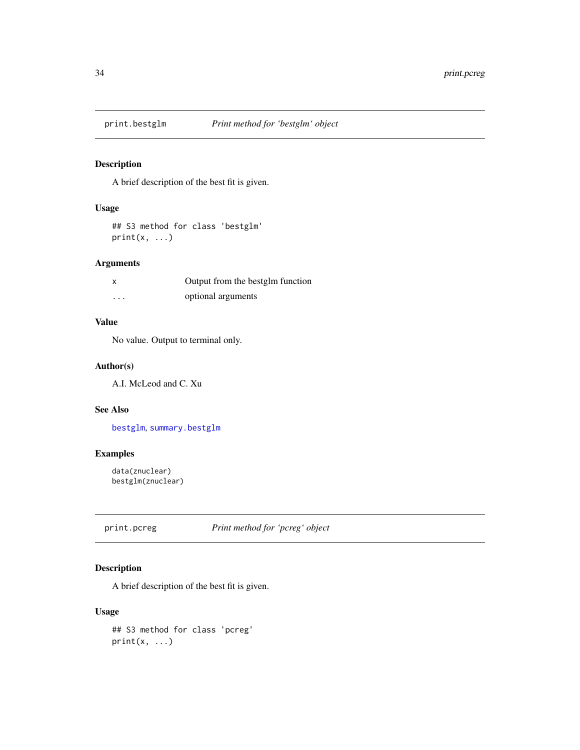## print.bestglm — *Print method for 'bestglm' object*

### Description

A brief description of the best fit is given.

### Usage

```
## S3 method for class 'bestglm'
print(x, ...)
```

### Arguments

| | |
|---|---|
| x | Output from the bestglm function |
| ... | optional arguments |

### Value

No value. Output to terminal only.

### Author(s)

A.I. McLeod and C. Xu

### See Also

bestglm, summary.bestglm

### Examples

```
data(znuclear)
bestglm(znuclear)
```

## print.pcreg — *Print method for 'pcreg' object*

### Description

A brief description of the best fit is given.

### Usage

```
## S3 method for class 'pcreg'
print(x, ...)
```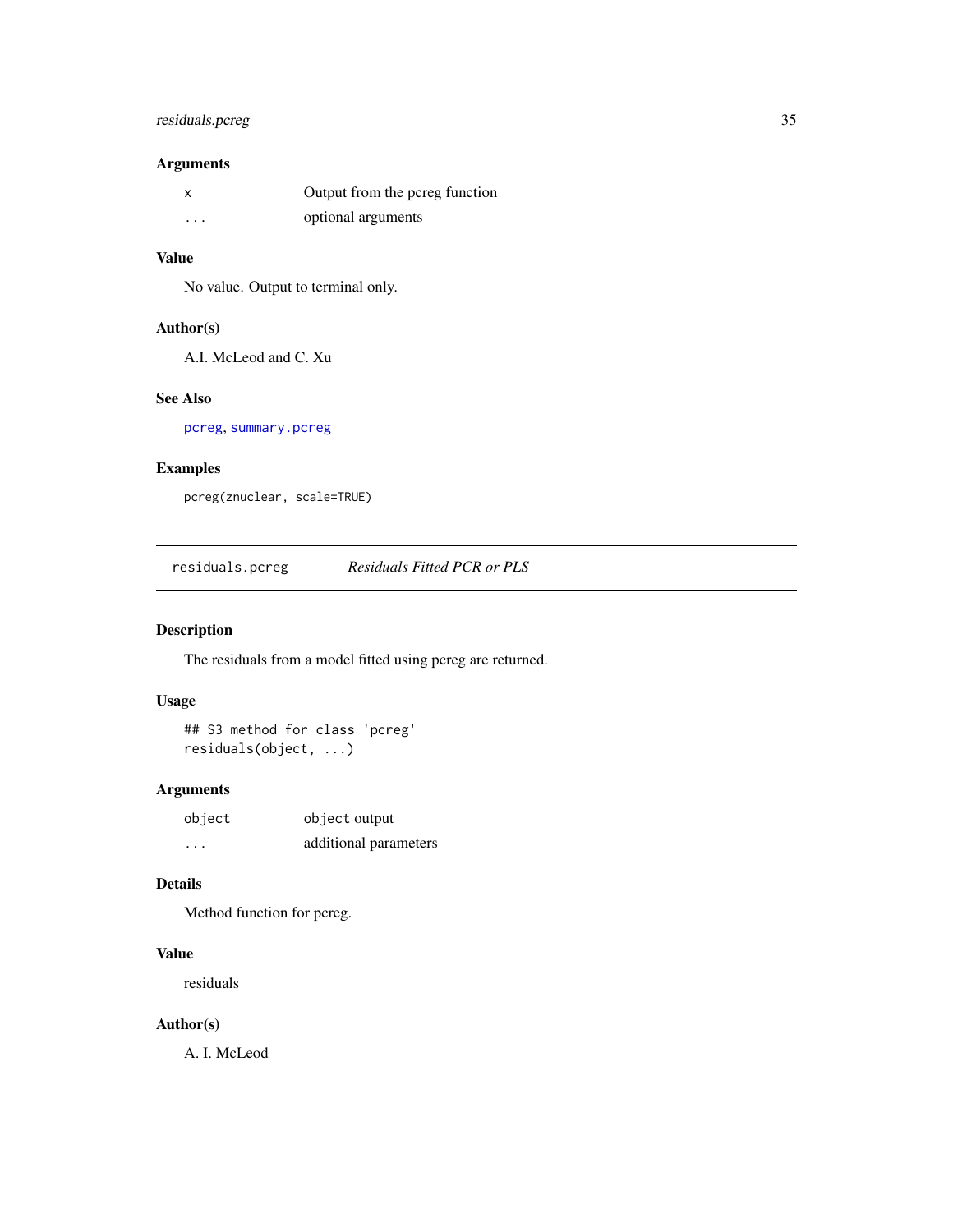### Arguments

| | |
|---|---|
| `x` | Output from the pcreg function |
| `...` | optional arguments |

### Value

No value. Output to terminal only.

### Author(s)

A.I. McLeod and C. Xu

### See Also

`pcreg`, `summary.pcreg`

### Examples

```
pcreg(znuclear, scale=TRUE)
```

---

## `residuals.pcreg` *Residuals Fitted PCR or PLS*

### Description

The residuals from a model fitted using pcreg are returned.

### Usage

```
## S3 method for class 'pcreg'
residuals(object, ...)
```

### Arguments

| | |
|---|---|
| `object` | `object` output |
| `...` | additional parameters |

### Details

Method function for pcreg.

### Value

residuals

### Author(s)

A. I. McLeod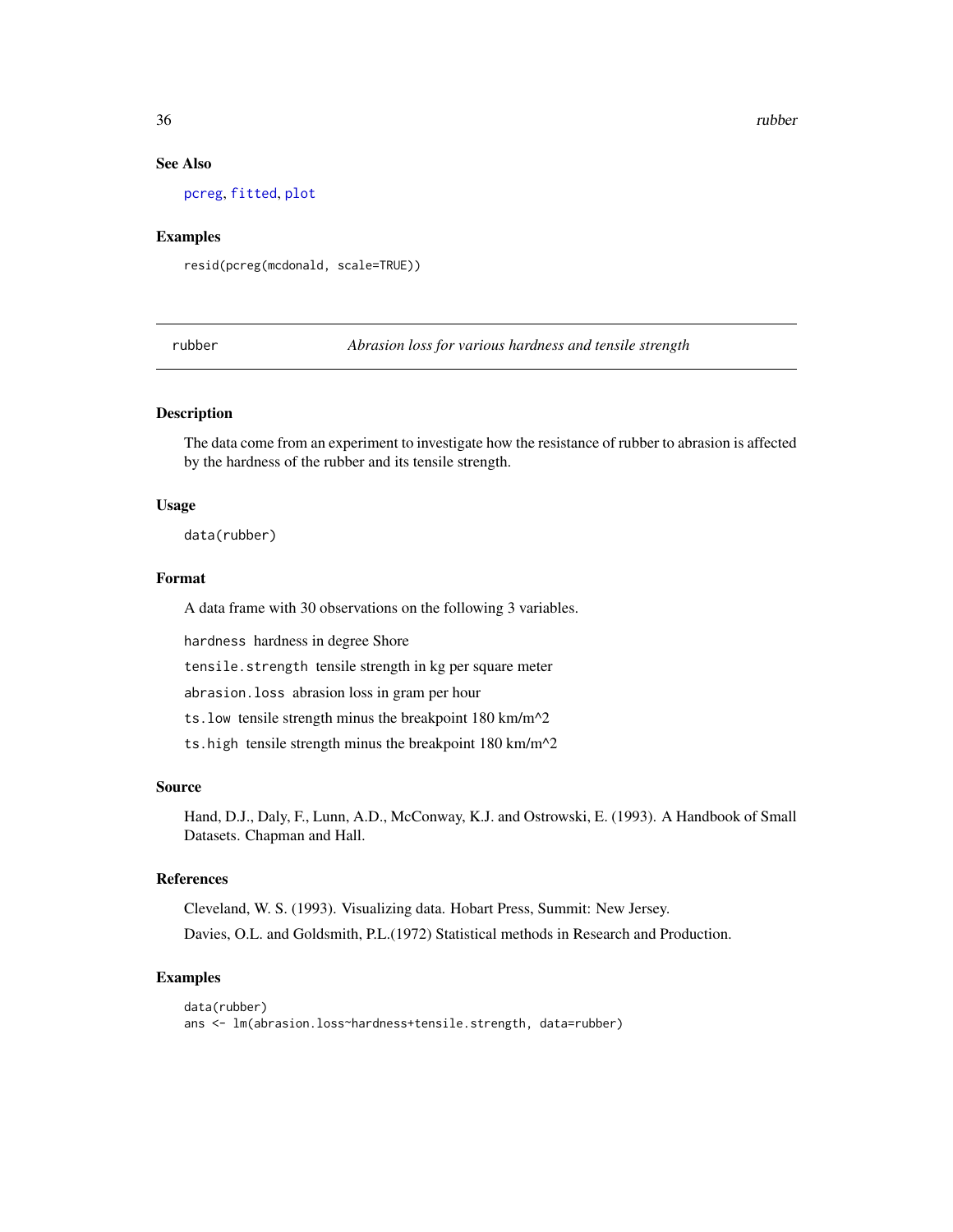### See Also

pcreg, fitted, plot

### Examples

```
resid(pcreg(mcdonald, scale=TRUE))
```

---

## rubber — *Abrasion loss for various hardness and tensile strength*

---

### Description

The data come from an experiment to investigate how the resistance of rubber to abrasion is affected by the hardness of the rubber and its tensile strength.

### Usage

```
data(rubber)
```

### Format

A data frame with 30 observations on the following 3 variables.

`hardness` hardness in degree Shore

`tensile.strength` tensile strength in kg per square meter

`abrasion.loss` abrasion loss in gram per hour

`ts.low` tensile strength minus the breakpoint 180 km/m^2

`ts.high` tensile strength minus the breakpoint 180 km/m^2

### Source

Hand, D.J., Daly, F., Lunn, A.D., McConway, K.J. and Ostrowski, E. (1993). A Handbook of Small Datasets. Chapman and Hall.

### References

Cleveland, W. S. (1993). Visualizing data. Hobart Press, Summit: New Jersey.

Davies, O.L. and Goldsmith, P.L.(1972) Statistical methods in Research and Production.

### Examples

```
data(rubber)
ans <- lm(abrasion.loss~hardness+tensile.strength, data=rubber)
```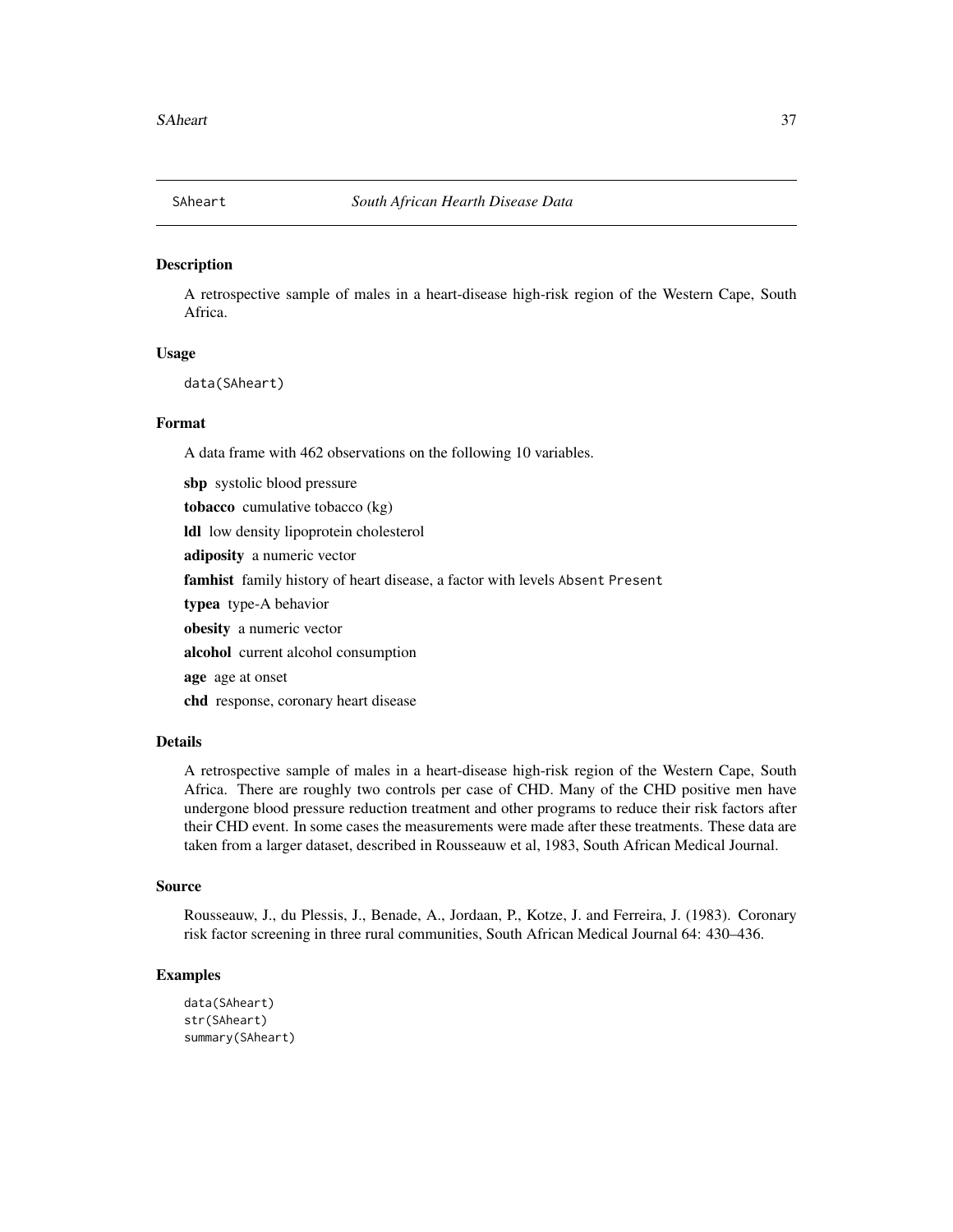# SAheart — *South African Hearth Disease Data*

## Description

A retrospective sample of males in a heart-disease high-risk region of the Western Cape, South Africa.

## Usage

```
data(SAheart)
```

## Format

A data frame with 462 observations on the following 10 variables.

- **sbp** systolic blood pressure
- **tobacco** cumulative tobacco (kg)
- **ldl** low density lipoprotein cholesterol
- **adiposity** a numeric vector
- **famhist** family history of heart disease, a factor with levels `Absent` `Present`
- **typea** type-A behavior
- **obesity** a numeric vector
- **alcohol** current alcohol consumption
- **age** age at onset
- **chd** response, coronary heart disease

## Details

A retrospective sample of males in a heart-disease high-risk region of the Western Cape, South Africa. There are roughly two controls per case of CHD. Many of the CHD positive men have undergone blood pressure reduction treatment and other programs to reduce their risk factors after their CHD event. In some cases the measurements were made after these treatments. These data are taken from a larger dataset, described in Rousseauw et al, 1983, South African Medical Journal.

## Source

Rousseauw, J., du Plessis, J., Benade, A., Jordaan, P., Kotze, J. and Ferreira, J. (1983). Coronary risk factor screening in three rural communities, South African Medical Journal 64: 430–436.

## Examples

```
data(SAheart)
str(SAheart)
summary(SAheart)
```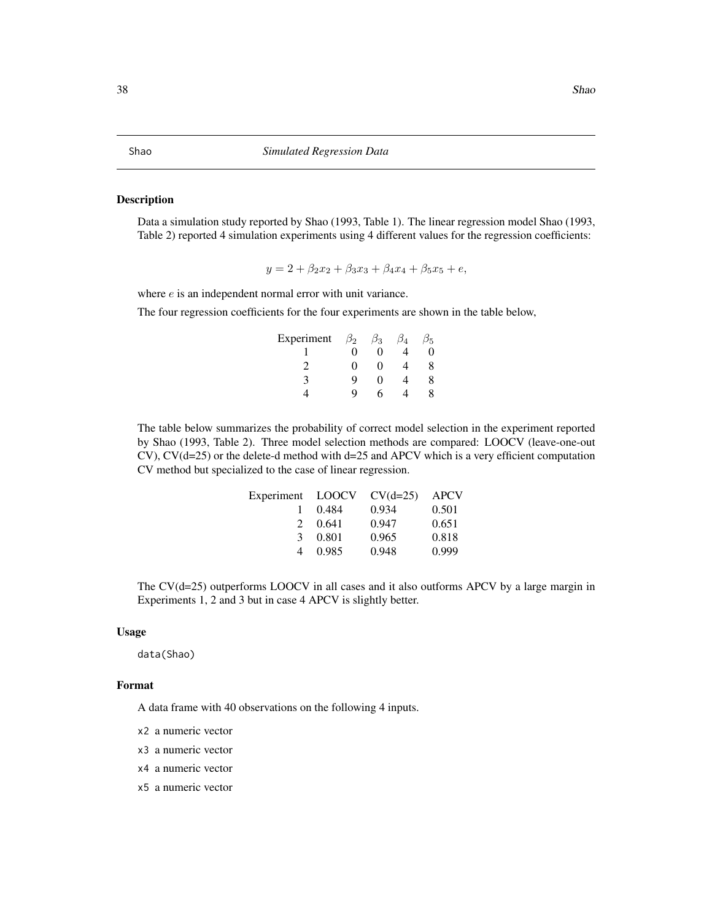## Shao — *Simulated Regression Data*

### Description

Data a simulation study reported by Shao (1993, Table 1). The linear regression model Shao (1993, Table 2) reported 4 simulation experiments using 4 different values for the regression coefficients:

$$y = 2 + \beta_2 x_2 + \beta_3 x_3 + \beta_4 x_4 + \beta_5 x_5 + e,$$

where $e$ is an independent normal error with unit variance.

The four regression coefficients for the four experiments are shown in the table below,

| Experiment | $\beta_2$ | $\beta_3$ | $\beta_4$ | $\beta_5$ |
|---|---|---|---|---|
| 1 | 0 | 0 | 4 | 0 |
| 2 | 0 | 0 | 4 | 8 |
| 3 | 9 | 0 | 4 | 8 |
| 4 | 9 | 6 | 4 | 8 |

The table below summarizes the probability of correct model selection in the experiment reported by Shao (1993, Table 2). Three model selection methods are compared: LOOCV (leave-one-out CV), CV(d=25) or the delete-d method with d=25 and APCV which is a very efficient computation CV method but specialized to the case of linear regression.

| Experiment | LOOCV | CV(d=25) | APCV |
|---|---|---|---|
| 1 | 0.484 | 0.934 | 0.501 |
| 2 | 0.641 | 0.947 | 0.651 |
| 3 | 0.801 | 0.965 | 0.818 |
| 4 | 0.985 | 0.948 | 0.999 |

The CV(d=25) outperforms LOOCV in all cases and it also outforms APCV by a large margin in Experiments 1, 2 and 3 but in case 4 APCV is slightly better.

### Usage

```
data(Shao)
```

### Format

A data frame with 40 observations on the following 4 inputs.

- `x2` a numeric vector
- `x3` a numeric vector
- `x4` a numeric vector
- `x5` a numeric vector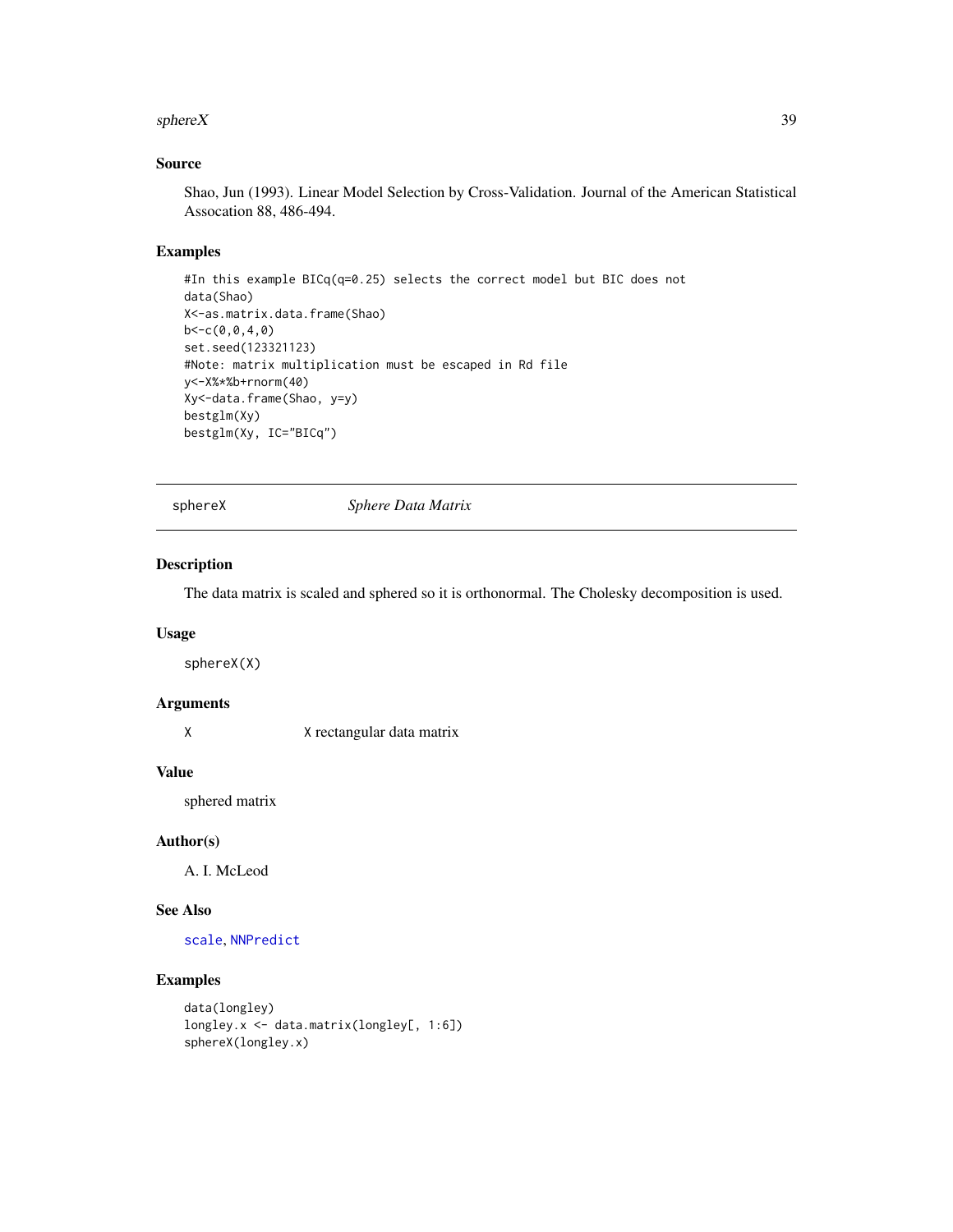## Source

Shao, Jun (1993). Linear Model Selection by Cross-Validation. Journal of the American Statistical Assocation 88, 486-494.

## Examples

```
#In this example BICq(q=0.25) selects the correct model but BIC does not
data(Shao)
X<-as.matrix.data.frame(Shao)
b<-c(0,0,4,0)
set.seed(123321123)
#Note: matrix multiplication must be escaped in Rd file
y<-X%*%b+rnorm(40)
Xy<-data.frame(Shao, y=y)
bestglm(Xy)
bestglm(Xy, IC="BICq")
```

---

# sphereX *Sphere Data Matrix*

## Description

The data matrix is scaled and sphered so it is orthonormal. The Cholesky decomposition is used.

## Usage

```
sphereX(X)
```

## Arguments

| | |
|---|---|
| X | X rectangular data matrix |

## Value

sphered matrix

## Author(s)

A. I. McLeod

## See Also

scale, NNPredict

## Examples

```
data(longley)
longley.x <- data.matrix(longley[, 1:6])
sphereX(longley.x)
```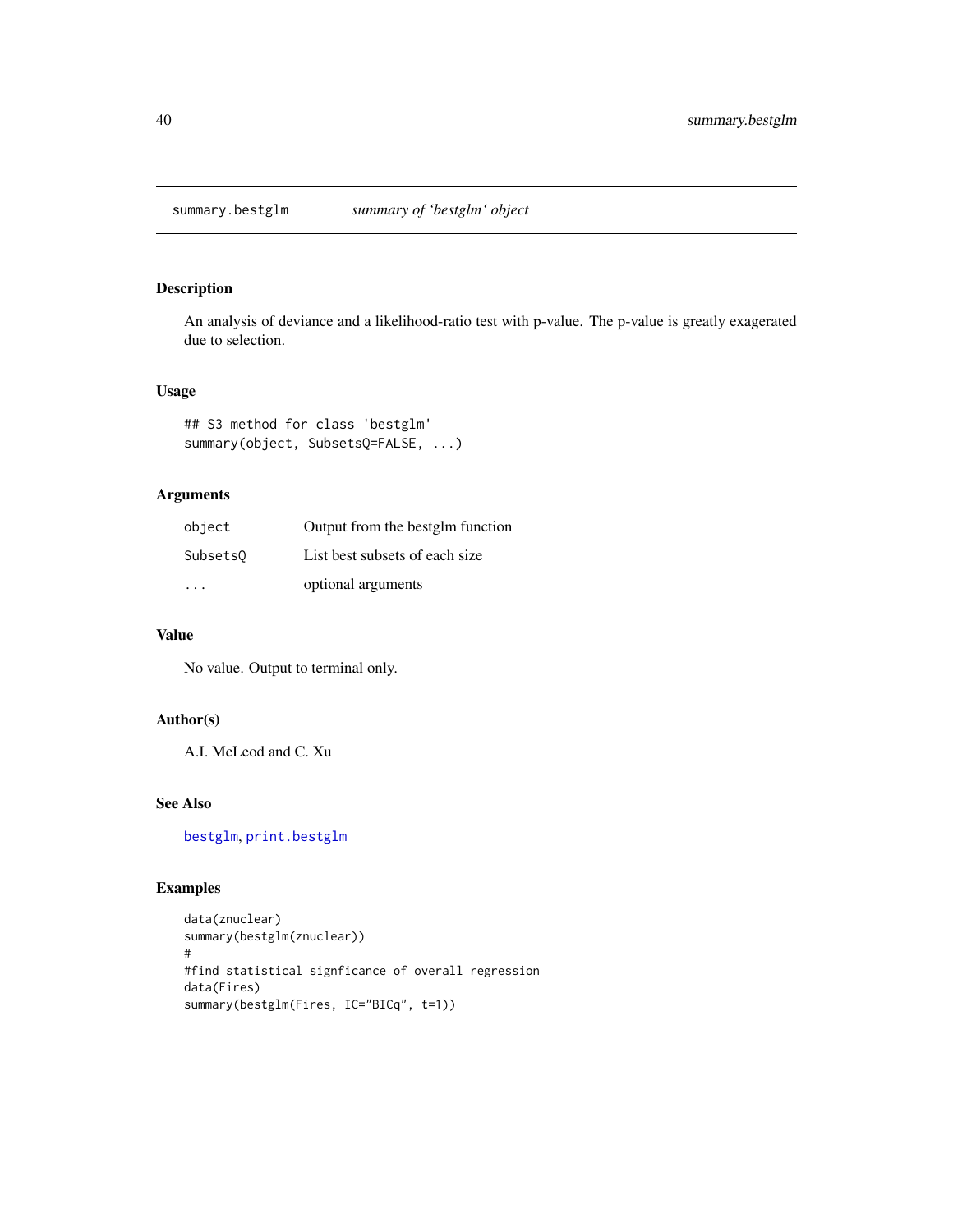summary.bestglm *summary of 'bestglm' object*

## Description

An analysis of deviance and a likelihood-ratio test with p-value. The p-value is greatly exagerated due to selection.

## Usage

```
## S3 method for class 'bestglm'
summary(object, SubsetsQ=FALSE, ...)
```

## Arguments

| | |
|---|---|
| object | Output from the bestglm function |
| SubsetsQ | List best subsets of each size |
| ... | optional arguments |

## Value

No value. Output to terminal only.

## Author(s)

A.I. McLeod and C. Xu

## See Also

bestglm, print.bestglm

## Examples

```
data(znuclear)
summary(bestglm(znuclear))
#
#find statistical signficance of overall regression
data(Fires)
summary(bestglm(Fires, IC="BICq", t=1))
```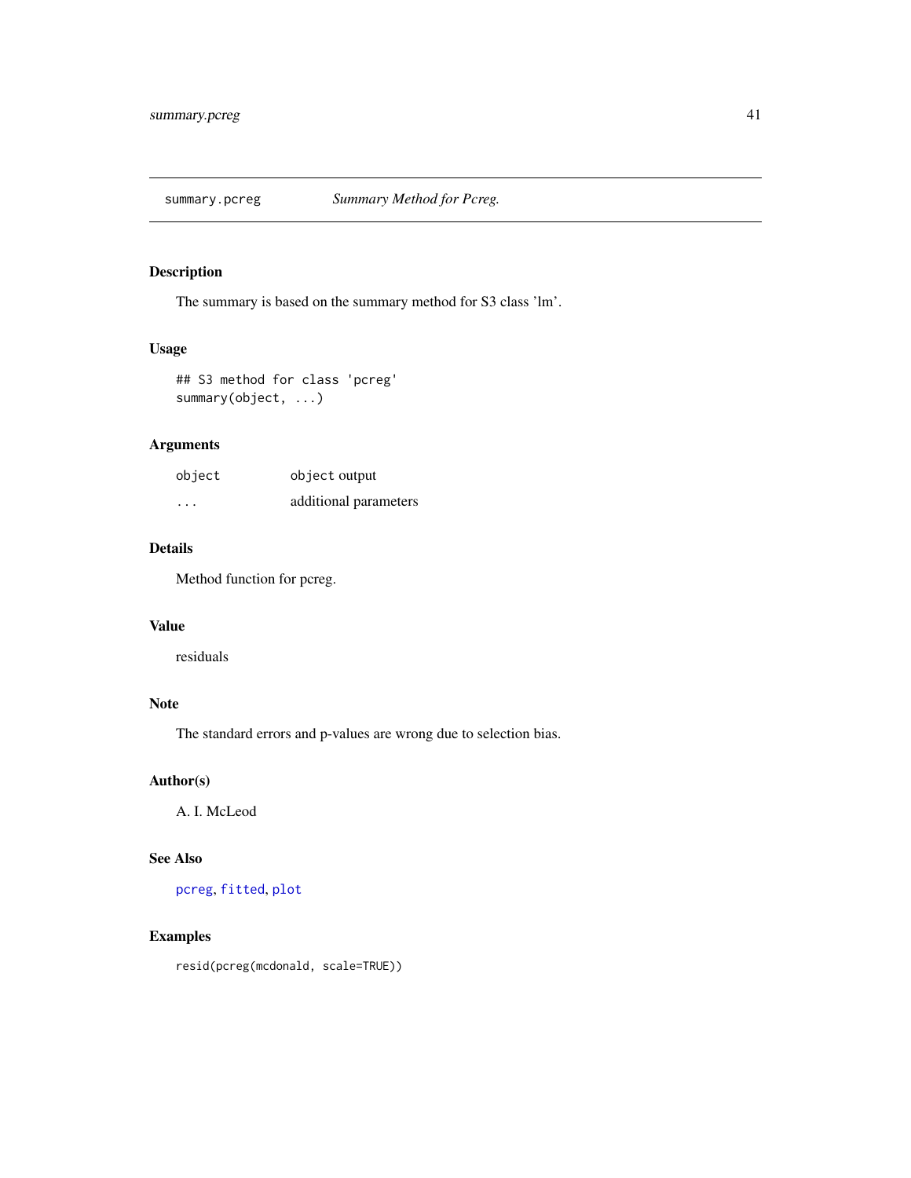## summary.pcreg *Summary Method for Pcreg.*

### Description

The summary is based on the summary method for S3 class 'lm'.

### Usage

```
## S3 method for class 'pcreg'
summary(object, ...)
```

### Arguments

| | |
|---|---|
| `object` | `object` output |
| `...` | additional parameters |

### Details

Method function for pcreg.

### Value

residuals

### Note

The standard errors and p-values are wrong due to selection bias.

### Author(s)

A. I. McLeod

### See Also

`pcreg`, `fitted`, `plot`

### Examples

```
resid(pcreg(mcdonald, scale=TRUE))
```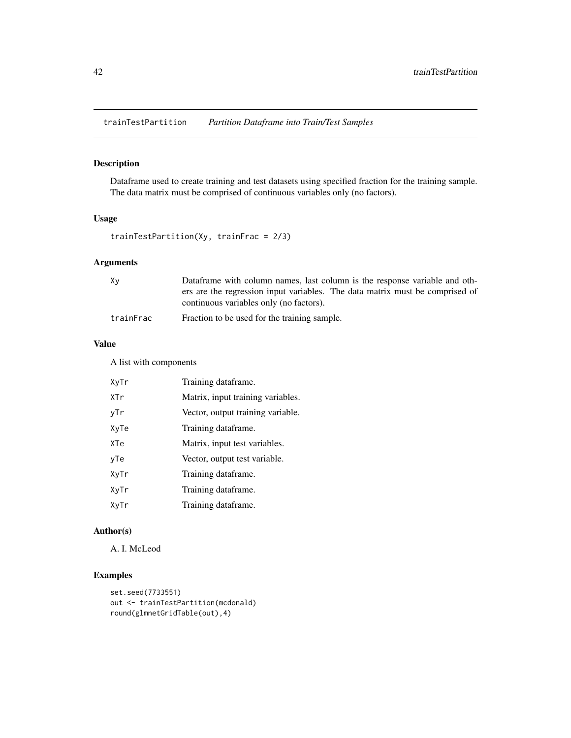# trainTestPartition *Partition Dataframe into Train/Test Samples*

## Description

Dataframe used to create training and test datasets using specified fraction for the training sample. The data matrix must be comprised of continuous variables only (no factors).

## Usage

```
trainTestPartition(Xy, trainFrac = 2/3)
```

## Arguments

| | |
|---|---|
| Xy | Dataframe with column names, last column is the response variable and others are the regression input variables. The data matrix must be comprised of continuous variables only (no factors). |
| trainFrac | Fraction to be used for the training sample. |

## Value

A list with components

| | |
|---|---|
| XyTr | Training dataframe. |
| XTr | Matrix, input training variables. |
| yTr | Vector, output training variable. |
| XyTe | Training dataframe. |
| XTe | Matrix, input test variables. |
| yTe | Vector, output test variable. |
| XyTr | Training dataframe. |
| XyTr | Training dataframe. |
| XyTr | Training dataframe. |

## Author(s)

A. I. McLeod

## Examples

```
set.seed(7733551)
out <- trainTestPartition(mcdonald)
round(glmnetGridTable(out),4)
```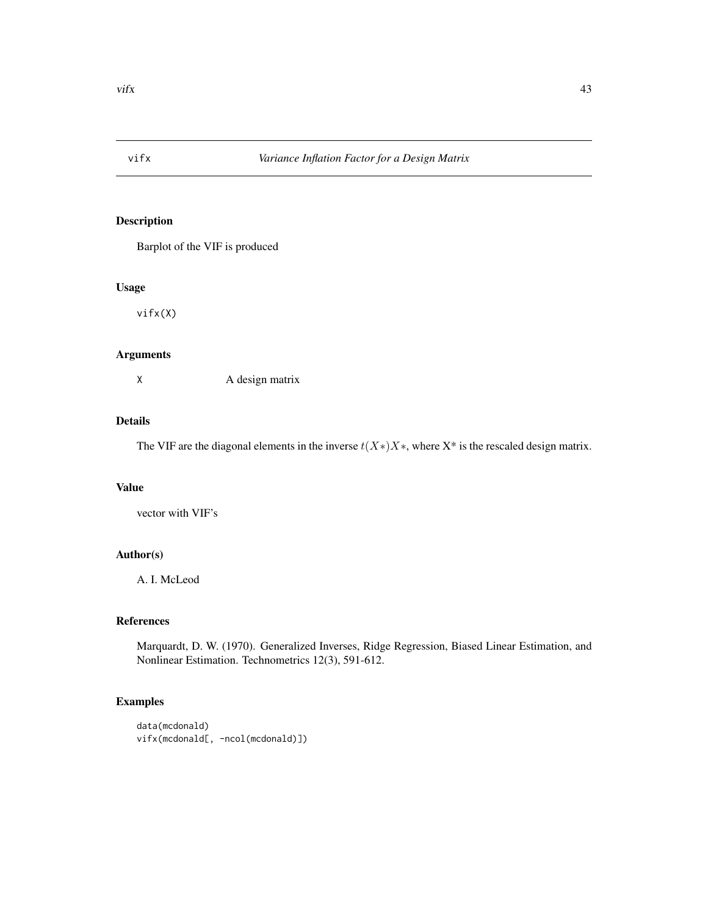# vifx — *Variance Inflation Factor for a Design Matrix*

## Description

Barplot of the VIF is produced

## Usage

```
vifx(X)
```

## Arguments

| | |
|---|---|
| X | A design matrix |

## Details

The VIF are the diagonal elements in the inverse $t(X*)X*$, where X* is the rescaled design matrix.

## Value

vector with VIF's

## Author(s)

A. I. McLeod

## References

Marquardt, D. W. (1970). Generalized Inverses, Ridge Regression, Biased Linear Estimation, and Nonlinear Estimation. Technometrics 12(3), 591-612.

## Examples

```
data(mcdonald)
vifx(mcdonald[, -ncol(mcdonald)])
```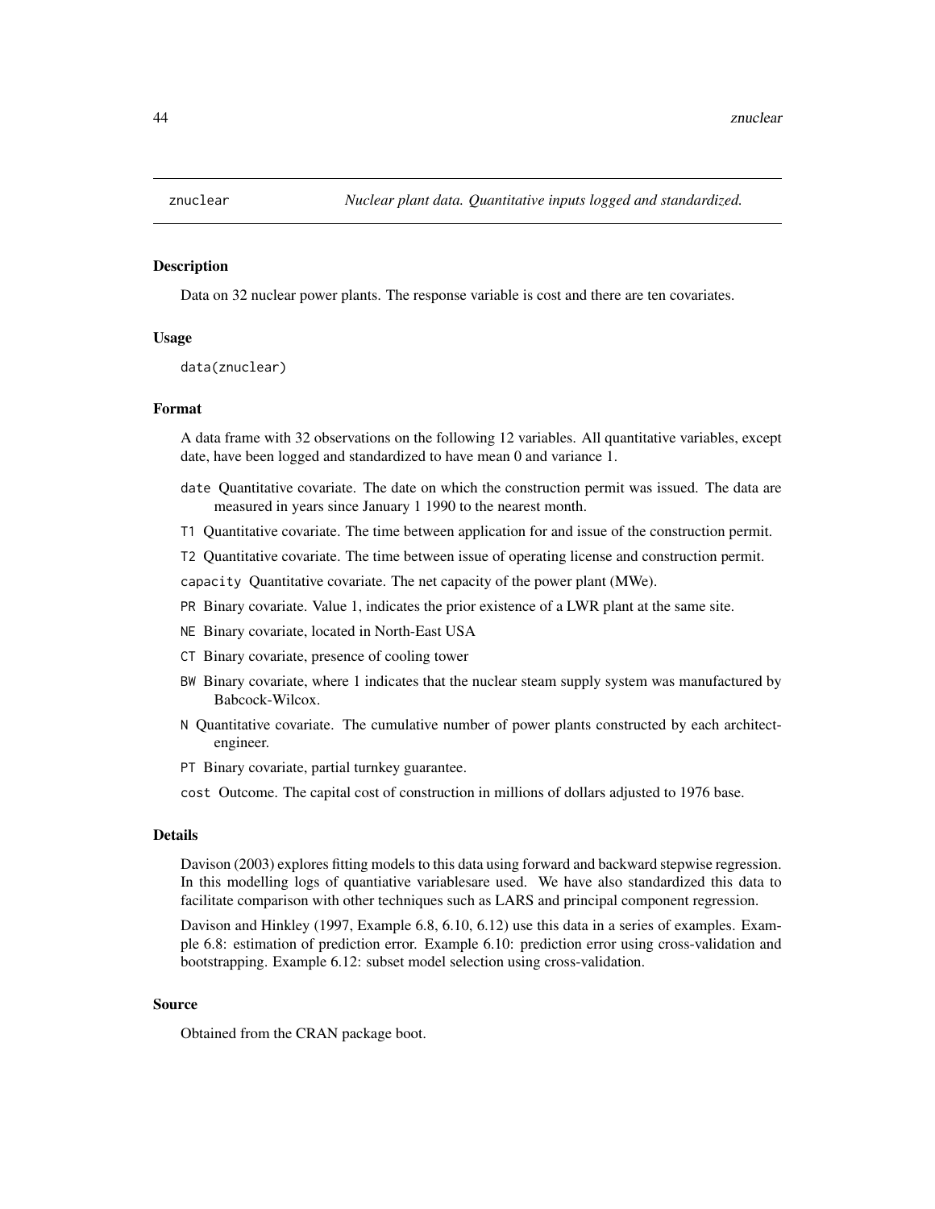## znuclear

*Nuclear plant data. Quantitative inputs logged and standardized.*

### Description

Data on 32 nuclear power plants. The response variable is cost and there are ten covariates.

### Usage

```
data(znuclear)
```

### Format

A data frame with 32 observations on the following 12 variables. All quantitative variables, except date, have been logged and standardized to have mean 0 and variance 1.

- `date` Quantitative covariate. The date on which the construction permit was issued. The data are measured in years since January 1 1990 to the nearest month.
- `T1` Quantitative covariate. The time between application for and issue of the construction permit.
- `T2` Quantitative covariate. The time between issue of operating license and construction permit.
- `capacity` Quantitative covariate. The net capacity of the power plant (MWe).
- `PR` Binary covariate. Value 1, indicates the prior existence of a LWR plant at the same site.
- `NE` Binary covariate, located in North-East USA
- `CT` Binary covariate, presence of cooling tower
- `BW` Binary covariate, where 1 indicates that the nuclear steam supply system was manufactured by Babcock-Wilcox.
- `N` Quantitative covariate. The cumulative number of power plants constructed by each architect-engineer.
- `PT` Binary covariate, partial turnkey guarantee.
- `cost` Outcome. The capital cost of construction in millions of dollars adjusted to 1976 base.

### Details

Davison (2003) explores fitting models to this data using forward and backward stepwise regression. In this modelling logs of quantiative variablesare used. We have also standardized this data to facilitate comparison with other techniques such as LARS and principal component regression.

Davison and Hinkley (1997, Example 6.8, 6.10, 6.12) use this data in a series of examples. Example 6.8: estimation of prediction error. Example 6.10: prediction error using cross-validation and bootstrapping. Example 6.12: subset model selection using cross-validation.

### Source

Obtained from the CRAN package boot.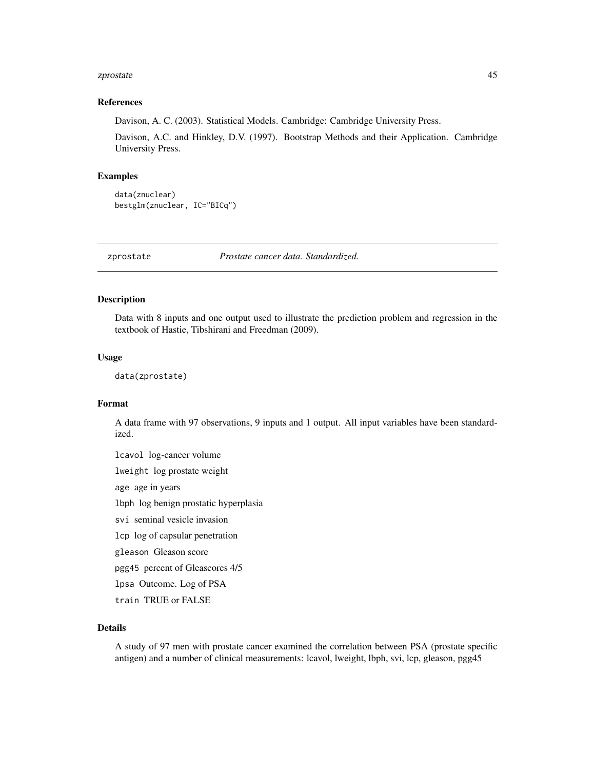### References

Davison, A. C. (2003). Statistical Models. Cambridge: Cambridge University Press.

Davison, A.C. and Hinkley, D.V. (1997). Bootstrap Methods and their Application. Cambridge University Press.

### Examples

```
data(znuclear)
bestglm(znuclear, IC="BICq")
```

---

## zprostate — *Prostate cancer data. Standardized.*

---

### Description

Data with 8 inputs and one output used to illustrate the prediction problem and regression in the textbook of Hastie, Tibshirani and Freedman (2009).

### Usage

```
data(zprostate)
```

### Format

A data frame with 97 observations, 9 inputs and 1 output. All input variables have been standardized.

`lcavol` log-cancer volume

`lweight` log prostate weight

`age` age in years

`lbph` log benign prostatic hyperplasia

`svi` seminal vesicle invasion

`lcp` log of capsular penetration

`gleason` Gleason score

`pgg45` percent of Gleascores 4/5

`lpsa` Outcome. Log of PSA

`train` TRUE or FALSE

### Details

A study of 97 men with prostate cancer examined the correlation between PSA (prostate specific antigen) and a number of clinical measurements: lcavol, lweight, lbph, svi, lcp, gleason, pgg45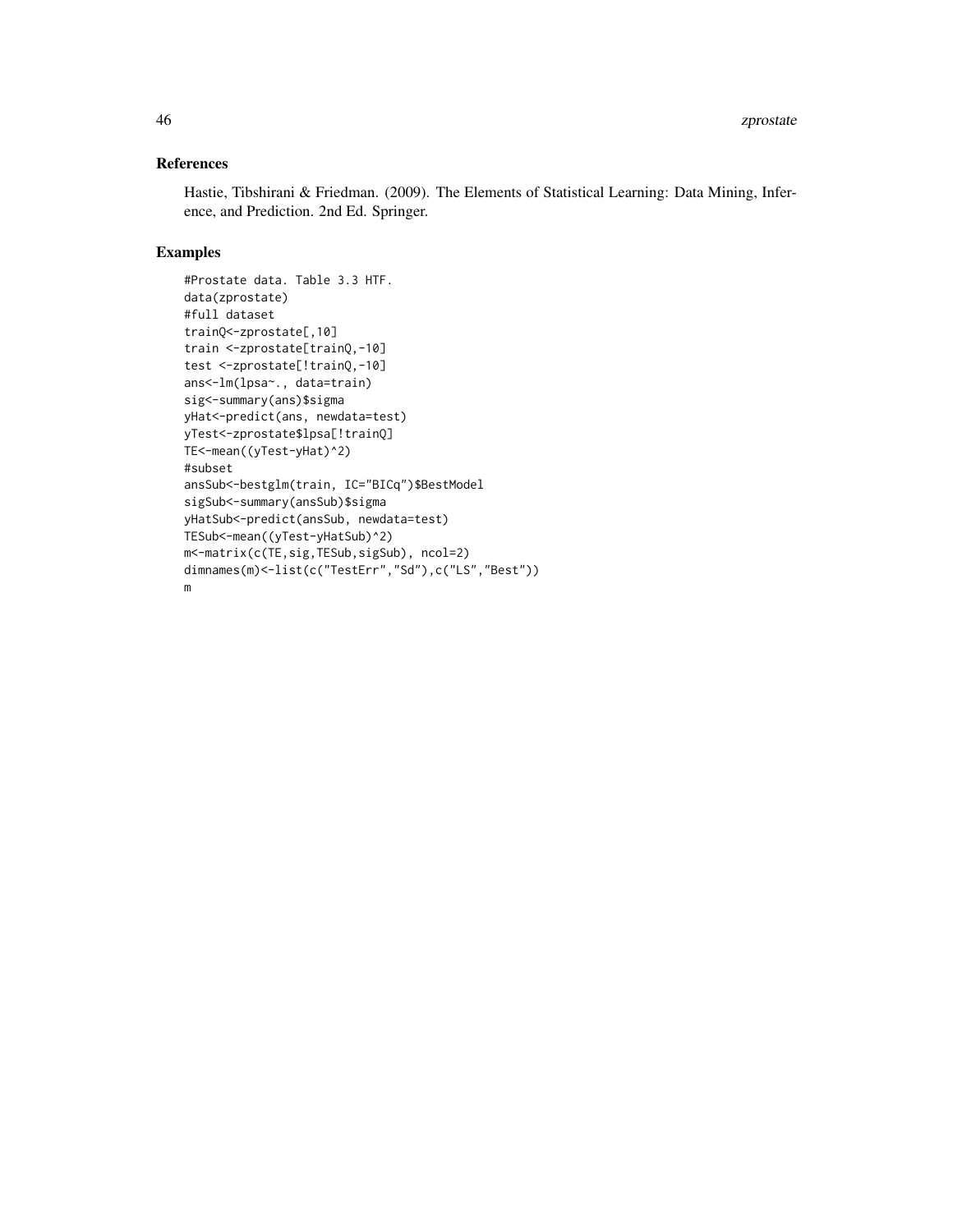## References

Hastie, Tibshirani & Friedman. (2009). The Elements of Statistical Learning: Data Mining, Inference, and Prediction. 2nd Ed. Springer.

## Examples

```
#Prostate data. Table 3.3 HTF.
data(zprostate)
#full dataset
trainQ<-zprostate[,10]
train <-zprostate[trainQ,-10]
test <-zprostate[!trainQ,-10]
ans<-lm(lpsa~., data=train)
sig<-summary(ans)$sigma
yHat<-predict(ans, newdata=test)
yTest<-zprostate$lpsa[!trainQ]
TE<-mean((yTest-yHat)^2)
#subset
ansSub<-bestglm(train, IC="BICq")$BestModel
sigSub<-summary(ansSub)$sigma
yHatSub<-predict(ansSub, newdata=test)
TESub<-mean((yTest-yHatSub)^2)
m<-matrix(c(TE,sig,TESub,sigSub), ncol=2)
dimnames(m)<-list(c("TestErr","Sd"),c("LS","Best"))
m
```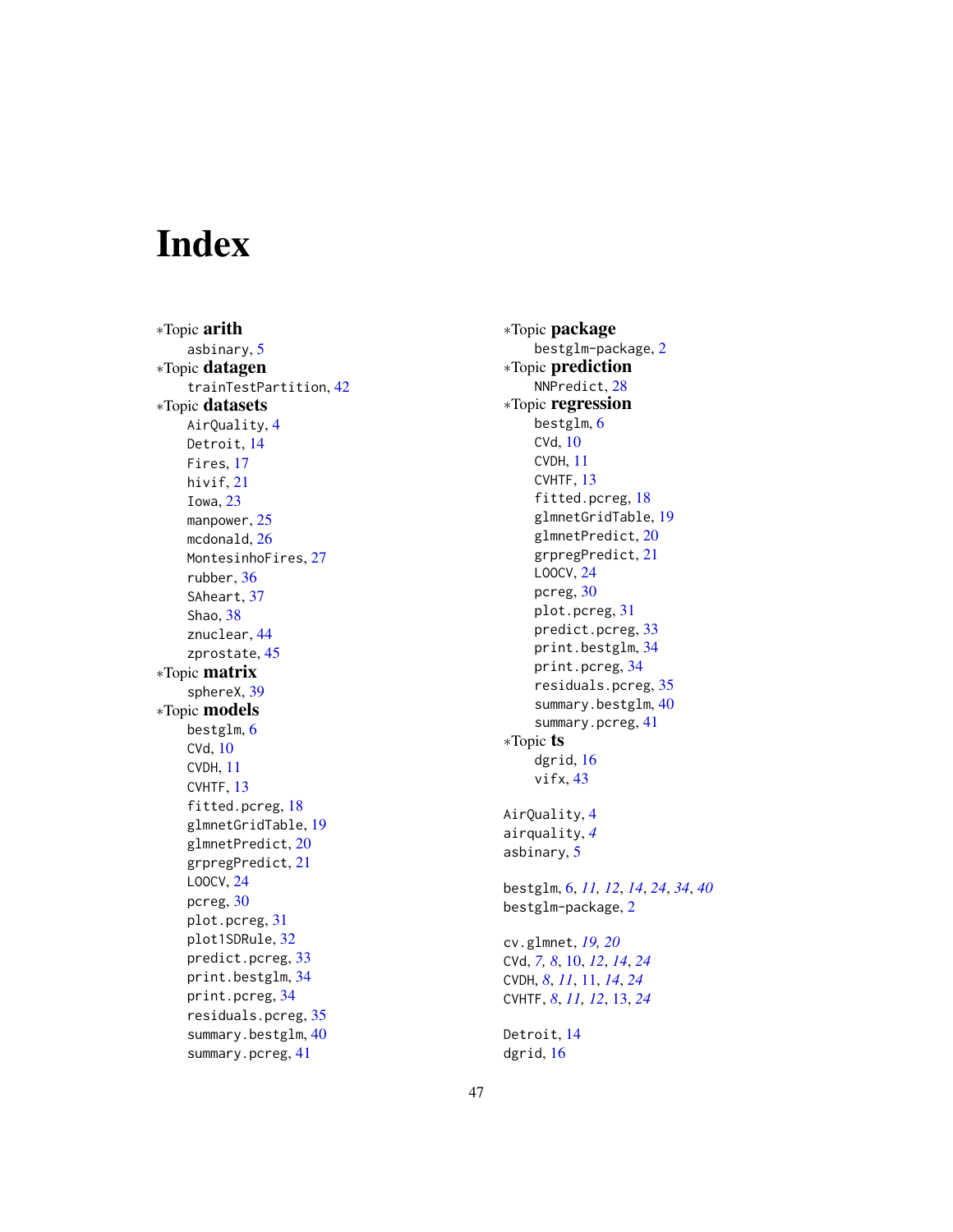# Index

*Topic **arith**
- asbinary, 5

*Topic **datagen**
- trainTestPartition, 42

*Topic **datasets**
- AirQuality, 4
- Detroit, 14
- Fires, 17
- hivif, 21
- Iowa, 23
- manpower, 25
- mcdonald, 26
- MontesinhoFires, 27
- rubber, 36
- SAheart, 37
- Shao, 38
- znuclear, 44
- zprostate, 45

*Topic **matrix**
- sphereX, 39

*Topic **models**
- bestglm, 6
- CVd, 10
- CVDH, 11
- CVHTF, 13
- fitted.pcreg, 18
- glmnetGridTable, 19
- glmnetPredict, 20
- grpregPredict, 21
- LOOCV, 24
- pcreg, 30
- plot.pcreg, 31
- plot1SDRule, 32
- predict.pcreg, 33
- print.bestglm, 34
- print.pcreg, 34
- residuals.pcreg, 35
- summary.bestglm, 40
- summary.pcreg, 41

*Topic **package**
- bestglm-package, 2

*Topic **prediction**
- NNPredict, 28

*Topic **regression**
- bestglm, 6
- CVd, 10
- CVDH, 11
- CVHTF, 13
- fitted.pcreg, 18
- glmnetGridTable, 19
- glmnetPredict, 20
- grpregPredict, 21
- LOOCV, 24
- pcreg, 30
- plot.pcreg, 31
- predict.pcreg, 33
- print.bestglm, 34
- print.pcreg, 34
- residuals.pcreg, 35
- summary.bestglm, 40
- summary.pcreg, 41

*Topic **ts**
- dgrid, 16
- vifx, 43

AirQuality, 4
airquality, *4*
asbinary, 5

bestglm, 6, *11, 12*, *14*, *24*, *34*, *40*
bestglm-package, 2

cv.glmnet, *19, 20*
CVd, *7, 8*, 10, *12*, *14*, *24*
CVDH, *8*, *11*, 11, *14*, *24*
CVHTF, *8*, *11, 12*, 13, *24*

Detroit, 14
dgrid, 16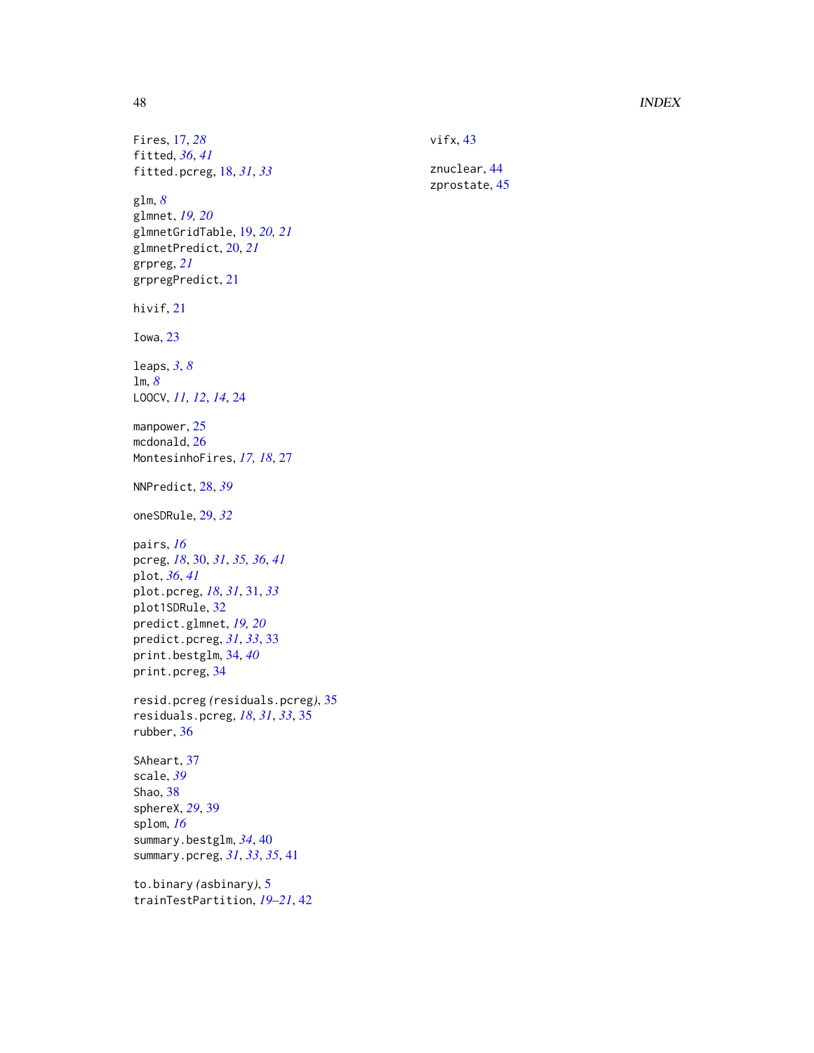Fires, 17, *28*
fitted, *36*, *41*
fitted.pcreg, 18, *31*, *33*

glm, *8*
glmnet, *19, 20*
glmnetGridTable, 19, *20, 21*
glmnetPredict, 20, *21*
grpreg, *21*
grpregPredict, 21

hivif, 21

Iowa, 23

leaps, *3*, *8*
lm, *8*
LOOCV, *11, 12*, *14*, 24

manpower, 25
mcdonald, 26
MontesinhoFires, *17, 18*, 27

NNPredict, 28, *39*

oneSDRule, 29, *32*

pairs, *16*
pcreg, *18*, 30, *31*, *35, 36*, *41*
plot, *36*, *41*
plot.pcreg, *18*, *31*, 31, *33*
plot1SDRule, 32
predict.glmnet, *19, 20*
predict.pcreg, *31*, *33*, 33
print.bestglm, 34, *40*
print.pcreg, 34

resid.pcreg *(*residuals.pcreg*)*, 35
residuals.pcreg, *18*, *31*, *33*, 35
rubber, 36

SAheart, 37
scale, *39*
Shao, 38
sphereX, *29*, 39
splom, *16*
summary.bestglm, *34*, 40
summary.pcreg, *31*, *33*, *35*, 41

to.binary *(*asbinary*)*, 5
trainTestPartition, *19–21*, 42

vifx, 43

znuclear, 44
zprostate, 45